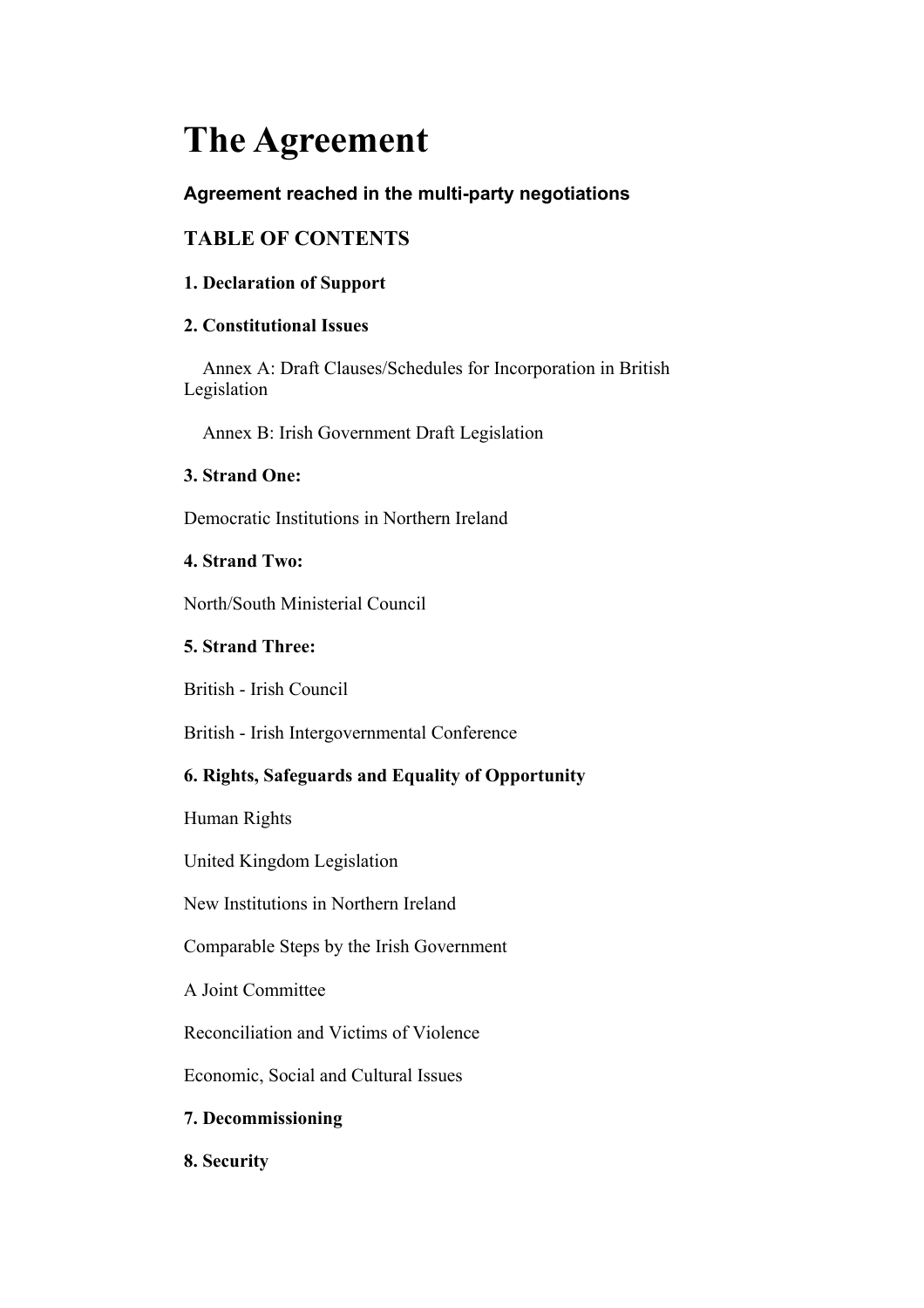# The Agreement

**Agreement reached in the multi-party negotiations**

## TABLE OF CONTENTS

**1. Declaration of Support**

**2. Constitutional Issues**

Annex A: Draft Clauses/Schedules for Incorporation in British Legislation

Annex B: Irish Government Draft Legislation

**3. Strand One:**

Democratic Institutions in Northern Ireland

**4. Strand Two:**

North/South Ministerial Council

**5. Strand Three:**

British - Irish Council

British - Irish Intergovernmental Conference

**6. Rights, Safeguards and Equality of Opportunity**

Human Rights

United Kingdom Legislation

New Institutions in Northern Ireland

Comparable Steps by the Irish Government

A Joint Committee

Reconciliation and Victims of Violence

Economic, Social and Cultural Issues

**7. Decommissioning**

**8. Security**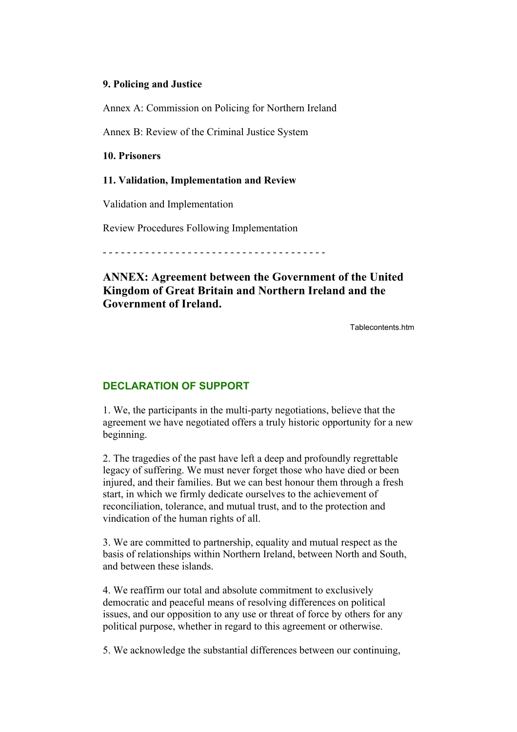**9. Policing and Justice**

Annex A: Commission on Policing for Northern Ireland

Annex B: Review of the Criminal Justice System

**10. Prisoners**

**11. Validation, Implementation and Review**

Validation and Implementation

Review Procedures Following Implementation

- - - - - - - - - - - - - - - - - - - - - - - - - - - - - - - - - - - - - -

## ANNEX: Agreement between the Government of the United Kingdom of Great Britain and Northern Ireland and the Government of Ireland.

Tablecontents.htm

## DECLARATION OF SUPPORT

1. We, the participants in the multi-party negotiations, believe that the agreement we have negotiated offers a truly historic opportunity for a new beginning.

2. The tragedies of the past have left a deep and profoundly regrettable legacy of suffering. We must never forget those who have died or been injured, and their families. But we can best honour them through a fresh start, in which we firmly dedicate ourselves to the achievement of reconciliation, tolerance, and mutual trust, and to the protection and vindication of the human rights of all.

3. We are committed to partnership, equality and mutual respect as the basis of relationships within Northern Ireland, between North and South, and between these islands.

4. We reaffirm our total and absolute commitment to exclusively democratic and peaceful means of resolving differences on political issues, and our opposition to any use or threat of force by others for any political purpose, whether in regard to this agreement or otherwise.

5. We acknowledge the substantial differences between our continuing,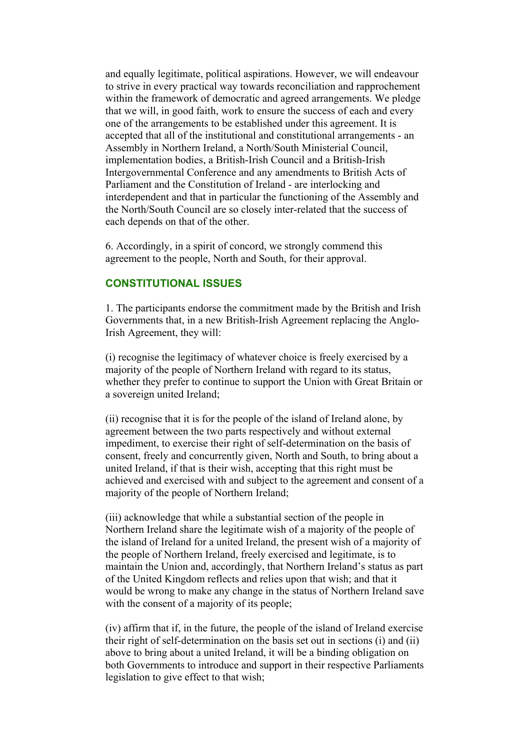and equally legitimate, political aspirations. However, we will endeavour to strive in every practical way towards reconciliation and rapprochement within the framework of democratic and agreed arrangements. We pledge that we will, in good faith, work to ensure the success of each and every one of the arrangements to be established under this agreement. It is accepted that all of the institutional and constitutional arrangements - an Assembly in Northern Ireland, a North/South Ministerial Council, implementation bodies, a British-Irish Council and a British-Irish Intergovernmental Conference and any amendments to British Acts of Parliament and the Constitution of Ireland - are interlocking and interdependent and that in particular the functioning of the Assembly and the North/South Council are so closely inter-related that the success of each depends on that of the other.

6. Accordingly, in a spirit of concord, we strongly commend this agreement to the people, North and South, for their approval.

## CONSTITUTIONAL ISSUES

1. The participants endorse the commitment made by the British and Irish Governments that, in a new British-Irish Agreement replacing the Anglo-Irish Agreement, they will:

(i) recognise the legitimacy of whatever choice is freely exercised by a majority of the people of Northern Ireland with regard to its status, whether they prefer to continue to support the Union with Great Britain or a sovereign united Ireland;

(ii) recognise that it is for the people of the island of Ireland alone, by agreement between the two parts respectively and without external impediment, to exercise their right of self-determination on the basis of consent, freely and concurrently given, North and South, to bring about a united Ireland, if that is their wish, accepting that this right must be achieved and exercised with and subject to the agreement and consent of a majority of the people of Northern Ireland;

(iii) acknowledge that while a substantial section of the people in Northern Ireland share the legitimate wish of a majority of the people of the island of Ireland for a united Ireland, the present wish of a majority of the people of Northern Ireland, freely exercised and legitimate, is to maintain the Union and, accordingly, that Northern Ireland's status as part of the United Kingdom reflects and relies upon that wish; and that it would be wrong to make any change in the status of Northern Ireland save with the consent of a majority of its people;

(iv) affirm that if, in the future, the people of the island of Ireland exercise their right of self-determination on the basis set out in sections (i) and (ii) above to bring about a united Ireland, it will be a binding obligation on both Governments to introduce and support in their respective Parliaments legislation to give effect to that wish;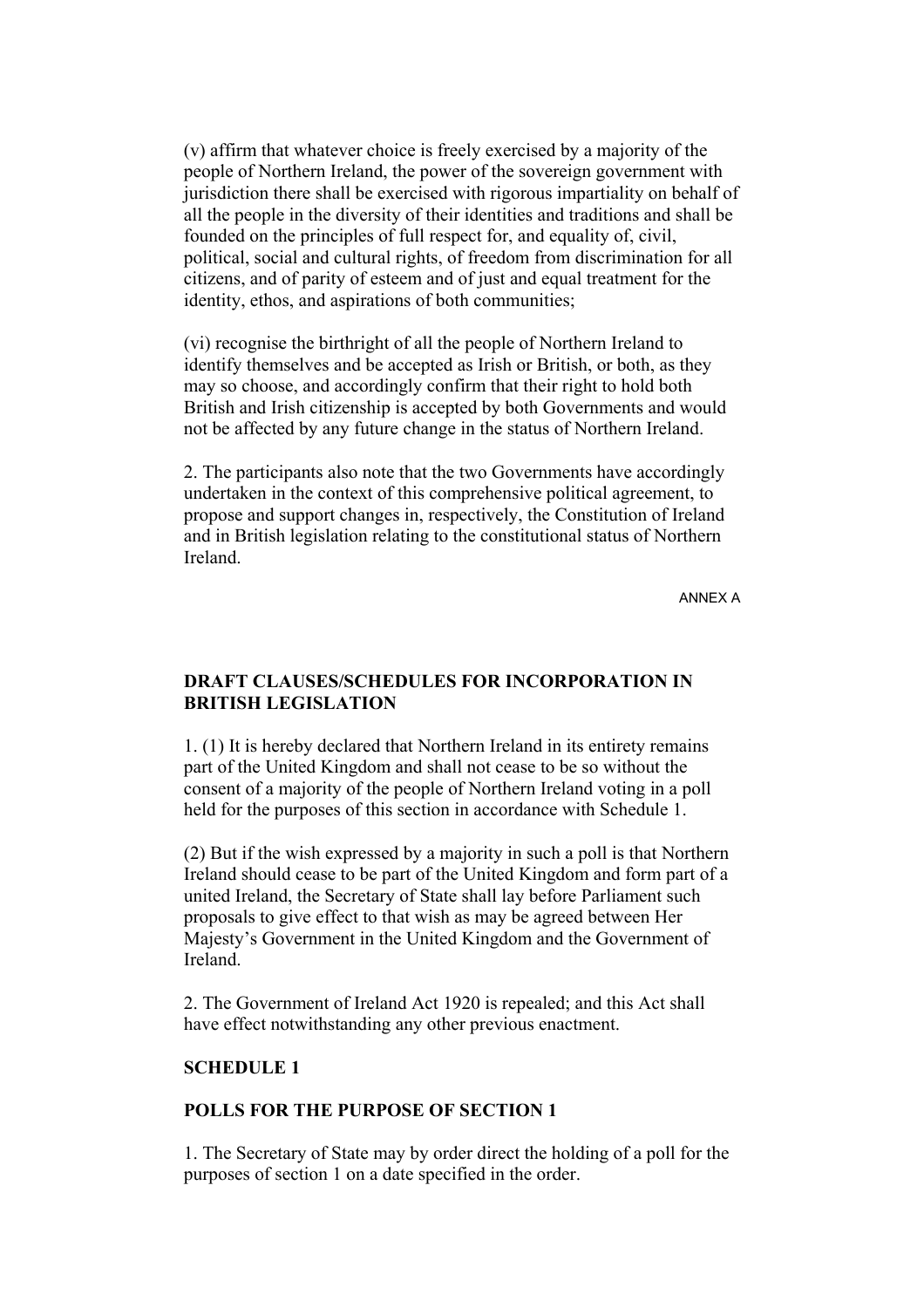(v) affirm that whatever choice is freely exercised by a majority of the people of Northern Ireland, the power of the sovereign government with jurisdiction there shall be exercised with rigorous impartiality on behalf of all the people in the diversity of their identities and traditions and shall be founded on the principles of full respect for, and equality of, civil, political, social and cultural rights, of freedom from discrimination for all citizens, and of parity of esteem and of just and equal treatment for the identity, ethos, and aspirations of both communities;

(vi) recognise the birthright of all the people of Northern Ireland to identify themselves and be accepted as Irish or British, or both, as they may so choose, and accordingly confirm that their right to hold both British and Irish citizenship is accepted by both Governments and would not be affected by any future change in the status of Northern Ireland.

2. The participants also note that the two Governments have accordingly undertaken in the context of this comprehensive political agreement, to propose and support changes in, respectively, the Constitution of Ireland and in British legislation relating to the constitutional status of Northern Ireland.

ANNEX A

**DRAFT CLAUSES/SCHEDULES FOR INCORPORATION IN BRITISH LEGISLATION**

1. (1) It is hereby declared that Northern Ireland in its entirety remains part of the United Kingdom and shall not cease to be so without the consent of a majority of the people of Northern Ireland voting in a poll held for the purposes of this section in accordance with Schedule 1.

(2) But if the wish expressed by a majority in such a poll is that Northern Ireland should cease to be part of the United Kingdom and form part of a united Ireland, the Secretary of State shall lay before Parliament such proposals to give effect to that wish as may be agreed between Her Majesty's Government in the United Kingdom and the Government of Ireland.

2. The Government of Ireland Act 1920 is repealed; and this Act shall have effect notwithstanding any other previous enactment.

**SCHEDULE 1**

**POLLS FOR THE PURPOSE OF SECTION 1**

1. The Secretary of State may by order direct the holding of a poll for the purposes of section 1 on a date specified in the order.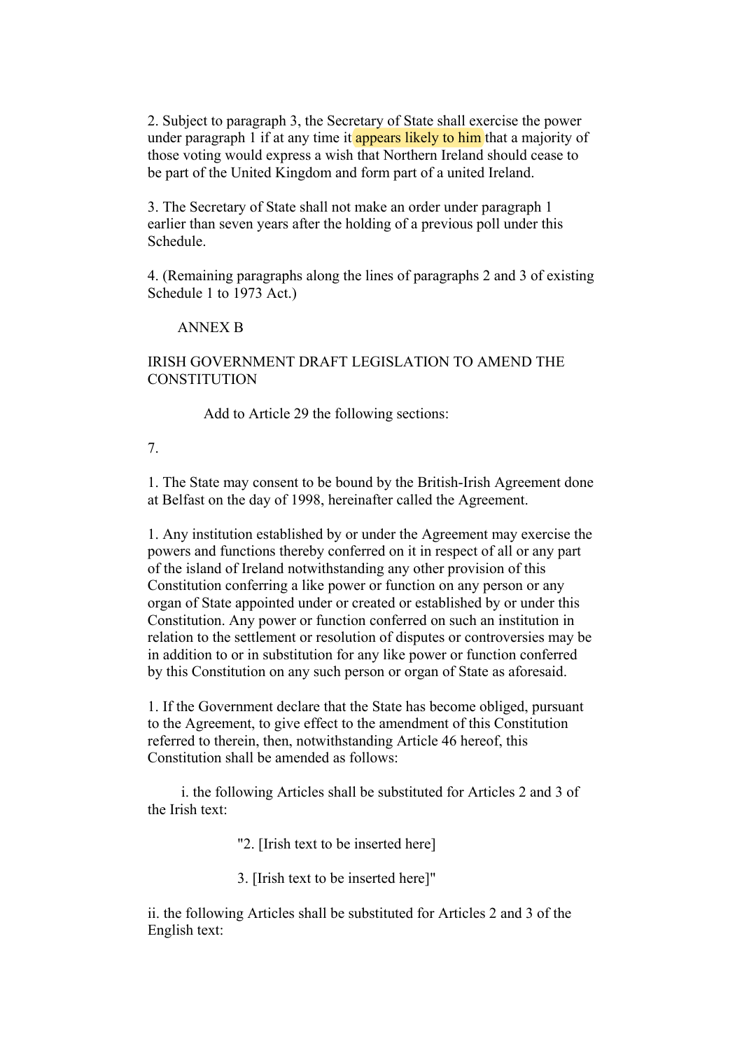2. Subject to paragraph 3, the Secretary of State shall exercise the power under paragraph 1 if at any time it appears likely to him that a majority of those voting would express a wish that Northern Ireland should cease to be part of the United Kingdom and form part of a united Ireland.

3. The Secretary of State shall not make an order under paragraph 1 earlier than seven years after the holding of a previous poll under this Schedule.

4. (Remaining paragraphs along the lines of paragraphs 2 and 3 of existing Schedule 1 to 1973 Act.)

ANNEX B

IRISH GOVERNMENT DRAFT LEGISLATION TO AMEND THE CONSTITUTION

Add to Article 29 the following sections:

7.

1. The State may consent to be bound by the British-Irish Agreement done at Belfast on the day of 1998, hereinafter called the Agreement.

1. Any institution established by or under the Agreement may exercise the powers and functions thereby conferred on it in respect of all or any part of the island of Ireland notwithstanding any other provision of this Constitution conferring a like power or function on any person or any organ of State appointed under or created or established by or under this Constitution. Any power or function conferred on such an institution in relation to the settlement or resolution of disputes or controversies may be in addition to or in substitution for any like power or function conferred by this Constitution on any such person or organ of State as aforesaid.

1. If the Government declare that the State has become obliged, pursuant to the Agreement, to give effect to the amendment of this Constitution referred to therein, then, notwithstanding Article 46 hereof, this Constitution shall be amended as follows:

i. the following Articles shall be substituted for Articles 2 and 3 of the Irish text:

"2. [Irish text to be inserted here]

3. [Irish text to be inserted here]"

ii. the following Articles shall be substituted for Articles 2 and 3 of the English text: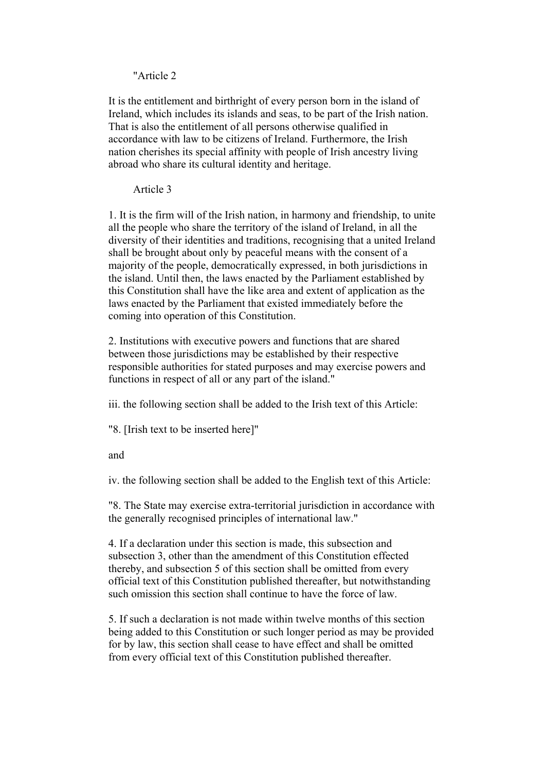"Article 2

It is the entitlement and birthright of every person born in the island of Ireland, which includes its islands and seas, to be part of the Irish nation. That is also the entitlement of all persons otherwise qualified in accordance with law to be citizens of Ireland. Furthermore, the Irish nation cherishes its special affinity with people of Irish ancestry living abroad who share its cultural identity and heritage.

Article 3

1. It is the firm will of the Irish nation, in harmony and friendship, to unite all the people who share the territory of the island of Ireland, in all the diversity of their identities and traditions, recognising that a united Ireland shall be brought about only by peaceful means with the consent of a majority of the people, democratically expressed, in both jurisdictions in the island. Until then, the laws enacted by the Parliament established by this Constitution shall have the like area and extent of application as the laws enacted by the Parliament that existed immediately before the coming into operation of this Constitution.

2. Institutions with executive powers and functions that are shared between those jurisdictions may be established by their respective responsible authorities for stated purposes and may exercise powers and functions in respect of all or any part of the island."

iii. the following section shall be added to the Irish text of this Article:

"8. [Irish text to be inserted here]"

and

iv. the following section shall be added to the English text of this Article:

"8. The State may exercise extra-territorial jurisdiction in accordance with the generally recognised principles of international law."

4. If a declaration under this section is made, this subsection and subsection 3, other than the amendment of this Constitution effected thereby, and subsection 5 of this section shall be omitted from every official text of this Constitution published thereafter, but notwithstanding such omission this section shall continue to have the force of law.

5. If such a declaration is not made within twelve months of this section being added to this Constitution or such longer period as may be provided for by law, this section shall cease to have effect and shall be omitted from every official text of this Constitution published thereafter.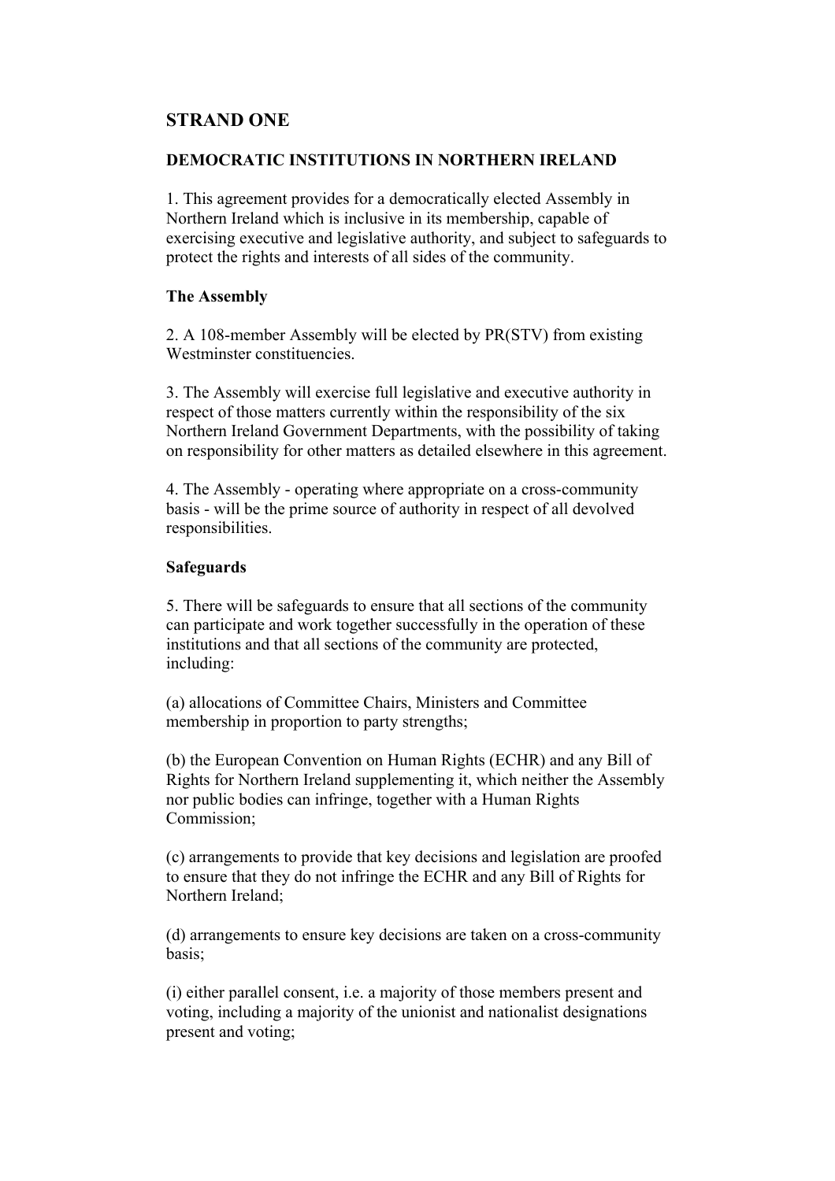## STRAND ONE

### DEMOCRATIC INSTITUTIONS IN NORTHERN IRELAND

1. This agreement provides for a democratically elected Assembly in Northern Ireland which is inclusive in its membership, capable of exercising executive and legislative authority, and subject to safeguards to protect the rights and interests of all sides of the community.

**The Assembly**

2. A 108-member Assembly will be elected by PR(STV) from existing Westminster constituencies.

3. The Assembly will exercise full legislative and executive authority in respect of those matters currently within the responsibility of the six Northern Ireland Government Departments, with the possibility of taking on responsibility for other matters as detailed elsewhere in this agreement.

4. The Assembly - operating where appropriate on a cross-community basis - will be the prime source of authority in respect of all devolved responsibilities.

**Safeguards**

5. There will be safeguards to ensure that all sections of the community can participate and work together successfully in the operation of these institutions and that all sections of the community are protected, including:

(a) allocations of Committee Chairs, Ministers and Committee membership in proportion to party strengths;

(b) the European Convention on Human Rights (ECHR) and any Bill of Rights for Northern Ireland supplementing it, which neither the Assembly nor public bodies can infringe, together with a Human Rights Commission;

(c) arrangements to provide that key decisions and legislation are proofed to ensure that they do not infringe the ECHR and any Bill of Rights for Northern Ireland;

(d) arrangements to ensure key decisions are taken on a cross-community basis;

(i) either parallel consent, i.e. a majority of those members present and voting, including a majority of the unionist and nationalist designations present and voting;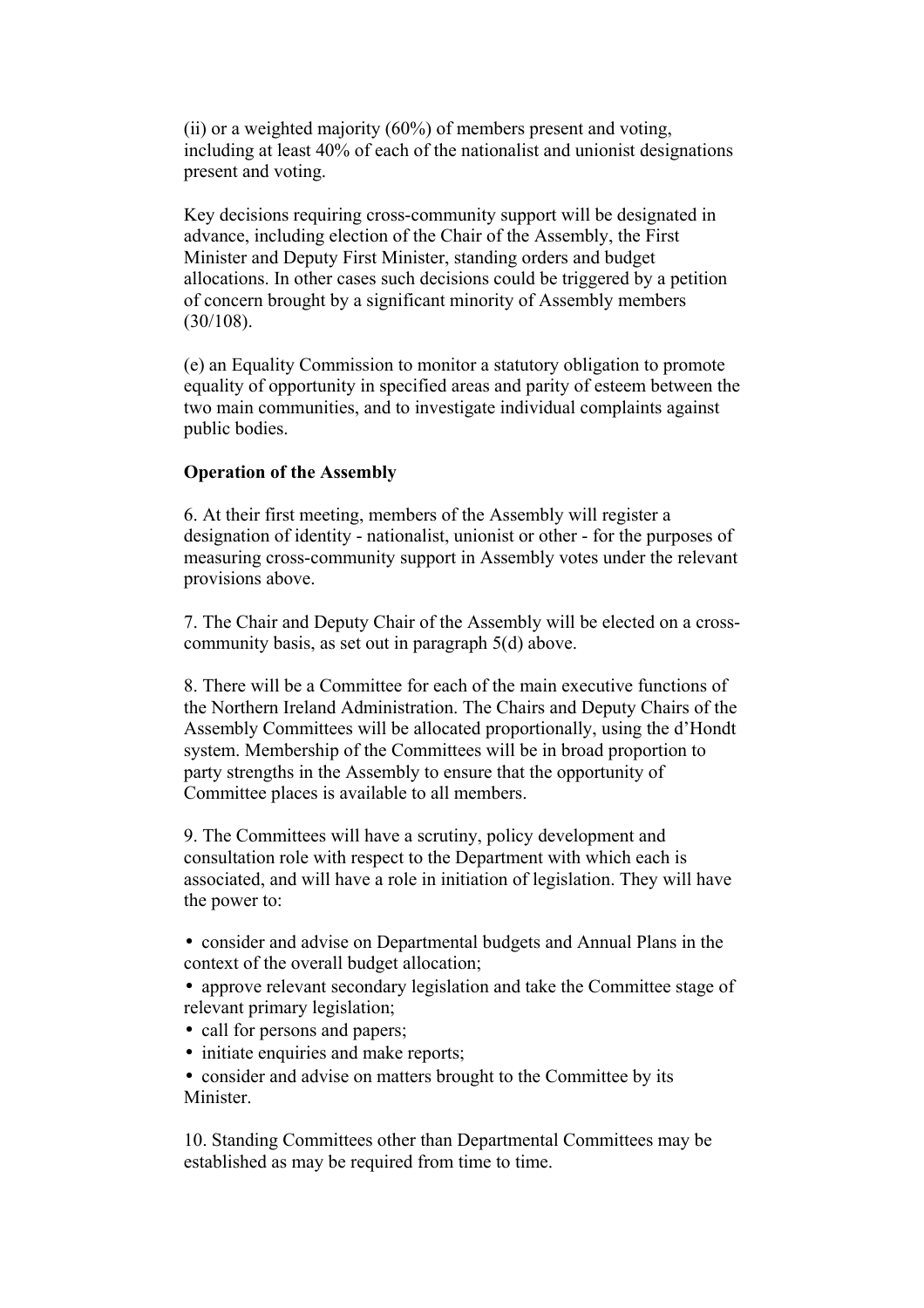(ii) or a weighted majority (60%) of members present and voting, including at least 40% of each of the nationalist and unionist designations present and voting.

Key decisions requiring cross-community support will be designated in advance, including election of the Chair of the Assembly, the First Minister and Deputy First Minister, standing orders and budget allocations. In other cases such decisions could be triggered by a petition of concern brought by a significant minority of Assembly members (30/108).

(e) an Equality Commission to monitor a statutory obligation to promote equality of opportunity in specified areas and parity of esteem between the two main communities, and to investigate individual complaints against public bodies.

**Operation of the Assembly**

6. At their first meeting, members of the Assembly will register a designation of identity - nationalist, unionist or other - for the purposes of measuring cross-community support in Assembly votes under the relevant provisions above.

7. The Chair and Deputy Chair of the Assembly will be elected on a cross-community basis, as set out in paragraph 5(d) above.

8. There will be a Committee for each of the main executive functions of the Northern Ireland Administration. The Chairs and Deputy Chairs of the Assembly Committees will be allocated proportionally, using the d'Hondt system. Membership of the Committees will be in broad proportion to party strengths in the Assembly to ensure that the opportunity of Committee places is available to all members.

9. The Committees will have a scrutiny, policy development and consultation role with respect to the Department with which each is associated, and will have a role in initiation of legislation. They will have the power to:

- consider and advise on Departmental budgets and Annual Plans in the context of the overall budget allocation;
- approve relevant secondary legislation and take the Committee stage of relevant primary legislation;
- call for persons and papers;
- initiate enquiries and make reports;
- consider and advise on matters brought to the Committee by its Minister.

10. Standing Committees other than Departmental Committees may be established as may be required from time to time.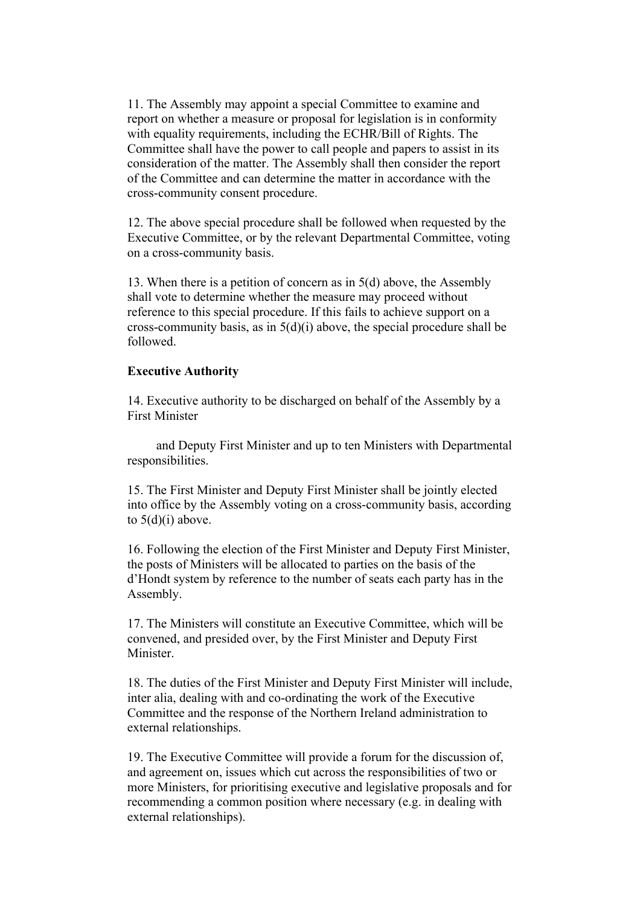11. The Assembly may appoint a special Committee to examine and report on whether a measure or proposal for legislation is in conformity with equality requirements, including the ECHR/Bill of Rights. The Committee shall have the power to call people and papers to assist in its consideration of the matter. The Assembly shall then consider the report of the Committee and can determine the matter in accordance with the cross-community consent procedure.

12. The above special procedure shall be followed when requested by the Executive Committee, or by the relevant Departmental Committee, voting on a cross-community basis.

13. When there is a petition of concern as in 5(d) above, the Assembly shall vote to determine whether the measure may proceed without reference to this special procedure. If this fails to achieve support on a cross-community basis, as in 5(d)(i) above, the special procedure shall be followed.

**Executive Authority**

14. Executive authority to be discharged on behalf of the Assembly by a First Minister and Deputy First Minister and up to ten Ministers with Departmental responsibilities.

15. The First Minister and Deputy First Minister shall be jointly elected into office by the Assembly voting on a cross-community basis, according to 5(d)(i) above.

16. Following the election of the First Minister and Deputy First Minister, the posts of Ministers will be allocated to parties on the basis of the d'Hondt system by reference to the number of seats each party has in the Assembly.

17. The Ministers will constitute an Executive Committee, which will be convened, and presided over, by the First Minister and Deputy First Minister.

18. The duties of the First Minister and Deputy First Minister will include, inter alia, dealing with and co-ordinating the work of the Executive Committee and the response of the Northern Ireland administration to external relationships.

19. The Executive Committee will provide a forum for the discussion of, and agreement on, issues which cut across the responsibilities of two or more Ministers, for prioritising executive and legislative proposals and for recommending a common position where necessary (e.g. in dealing with external relationships).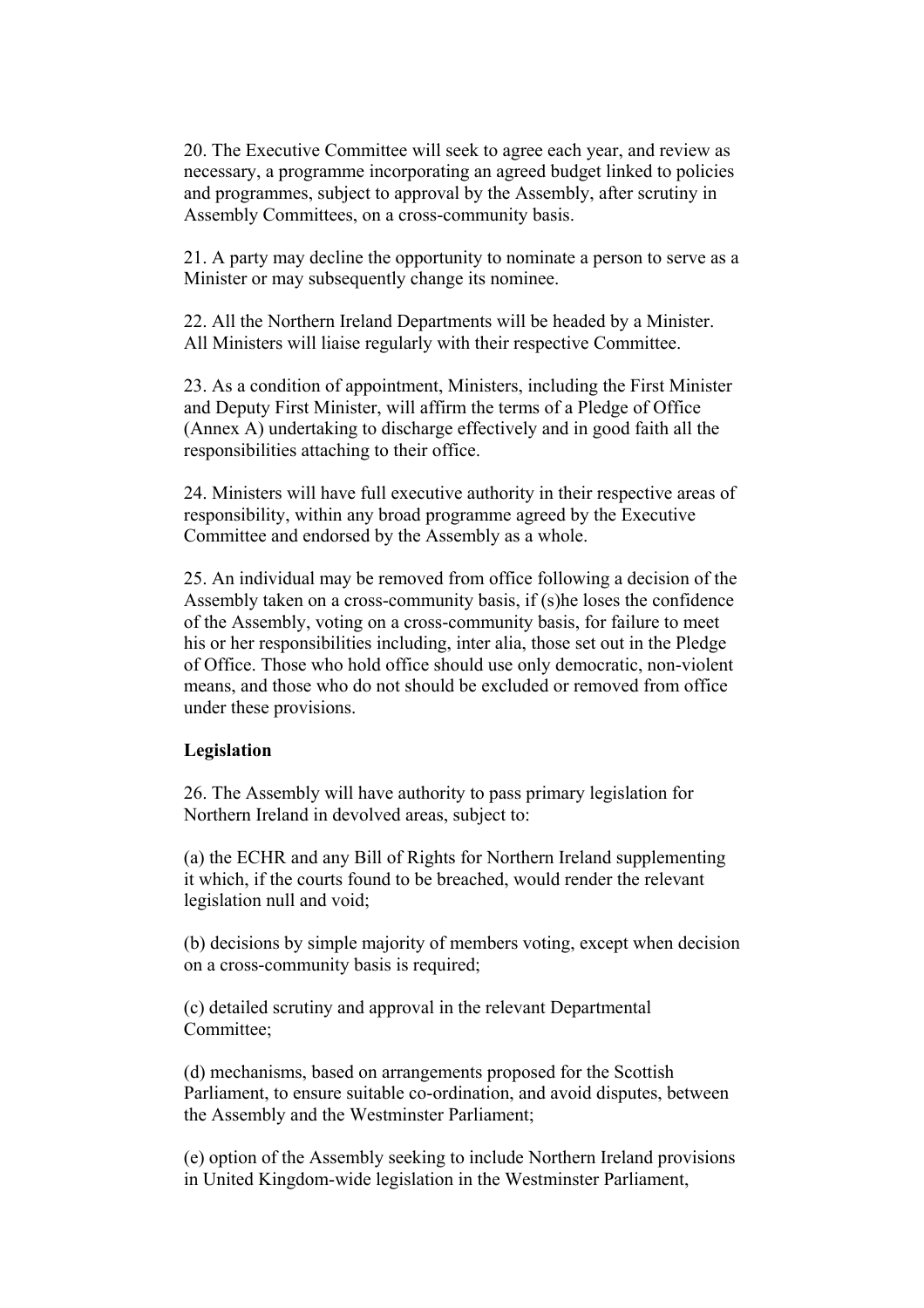20. The Executive Committee will seek to agree each year, and review as necessary, a programme incorporating an agreed budget linked to policies and programmes, subject to approval by the Assembly, after scrutiny in Assembly Committees, on a cross-community basis.

21. A party may decline the opportunity to nominate a person to serve as a Minister or may subsequently change its nominee.

22. All the Northern Ireland Departments will be headed by a Minister. All Ministers will liaise regularly with their respective Committee.

23. As a condition of appointment, Ministers, including the First Minister and Deputy First Minister, will affirm the terms of a Pledge of Office (Annex A) undertaking to discharge effectively and in good faith all the responsibilities attaching to their office.

24. Ministers will have full executive authority in their respective areas of responsibility, within any broad programme agreed by the Executive Committee and endorsed by the Assembly as a whole.

25. An individual may be removed from office following a decision of the Assembly taken on a cross-community basis, if (s)he loses the confidence of the Assembly, voting on a cross-community basis, for failure to meet his or her responsibilities including, inter alia, those set out in the Pledge of Office. Those who hold office should use only democratic, non-violent means, and those who do not should be excluded or removed from office under these provisions.

**Legislation**

26. The Assembly will have authority to pass primary legislation for Northern Ireland in devolved areas, subject to:

(a) the ECHR and any Bill of Rights for Northern Ireland supplementing it which, if the courts found to be breached, would render the relevant legislation null and void;

(b) decisions by simple majority of members voting, except when decision on a cross-community basis is required;

(c) detailed scrutiny and approval in the relevant Departmental Committee;

(d) mechanisms, based on arrangements proposed for the Scottish Parliament, to ensure suitable co-ordination, and avoid disputes, between the Assembly and the Westminster Parliament;

(e) option of the Assembly seeking to include Northern Ireland provisions in United Kingdom-wide legislation in the Westminster Parliament,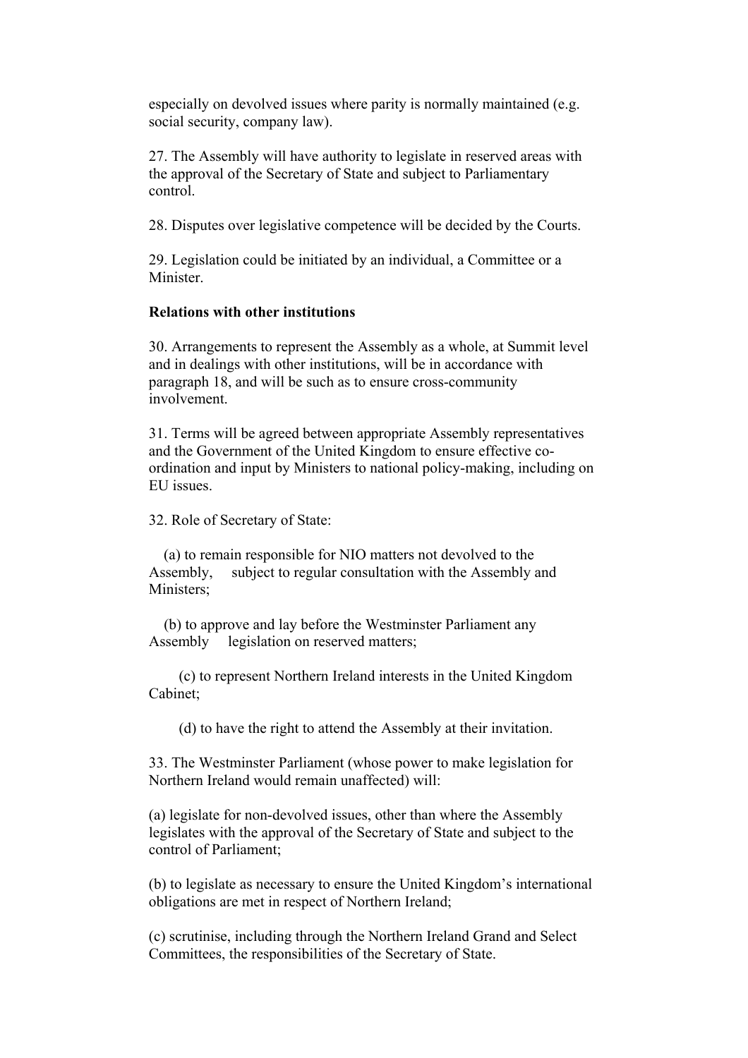especially on devolved issues where parity is normally maintained (e.g. social security, company law).

27. The Assembly will have authority to legislate in reserved areas with the approval of the Secretary of State and subject to Parliamentary control.

28. Disputes over legislative competence will be decided by the Courts.

29. Legislation could be initiated by an individual, a Committee or a Minister.

**Relations with other institutions**

30. Arrangements to represent the Assembly as a whole, at Summit level and in dealings with other institutions, will be in accordance with paragraph 18, and will be such as to ensure cross-community involvement.

31. Terms will be agreed between appropriate Assembly representatives and the Government of the United Kingdom to ensure effective co-ordination and input by Ministers to national policy-making, including on EU issues.

32. Role of Secretary of State:

(a) to remain responsible for NIO matters not devolved to the Assembly, subject to regular consultation with the Assembly and Ministers;

(b) to approve and lay before the Westminster Parliament any Assembly legislation on reserved matters;

(c) to represent Northern Ireland interests in the United Kingdom Cabinet;

(d) to have the right to attend the Assembly at their invitation.

33. The Westminster Parliament (whose power to make legislation for Northern Ireland would remain unaffected) will:

(a) legislate for non-devolved issues, other than where the Assembly legislates with the approval of the Secretary of State and subject to the control of Parliament;

(b) to legislate as necessary to ensure the United Kingdom's international obligations are met in respect of Northern Ireland;

(c) scrutinise, including through the Northern Ireland Grand and Select Committees, the responsibilities of the Secretary of State.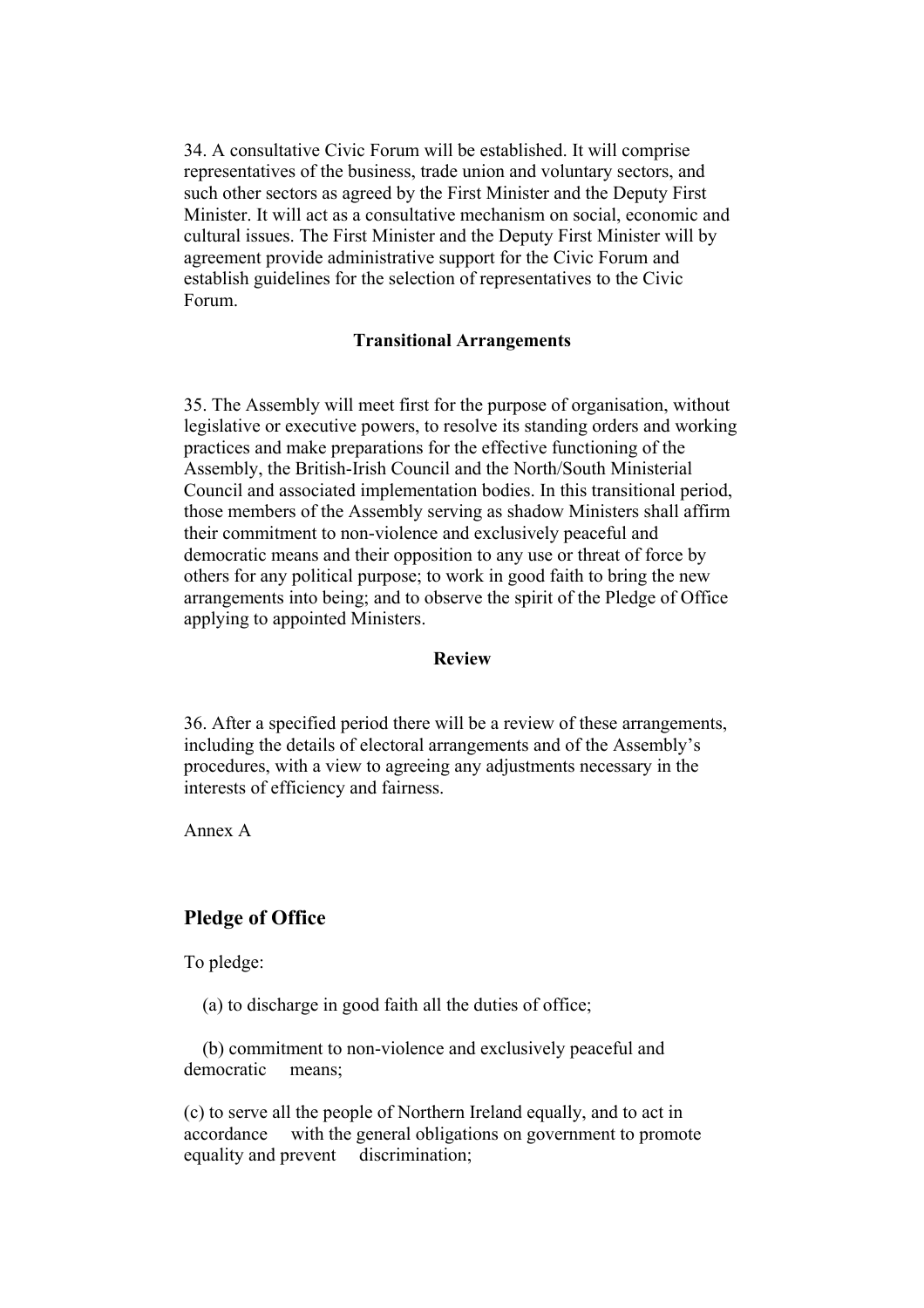34. A consultative Civic Forum will be established. It will comprise representatives of the business, trade union and voluntary sectors, and such other sectors as agreed by the First Minister and the Deputy First Minister. It will act as a consultative mechanism on social, economic and cultural issues. The First Minister and the Deputy First Minister will by agreement provide administrative support for the Civic Forum and establish guidelines for the selection of representatives to the Civic Forum.

**Transitional Arrangements**

35. The Assembly will meet first for the purpose of organisation, without legislative or executive powers, to resolve its standing orders and working practices and make preparations for the effective functioning of the Assembly, the British-Irish Council and the North/South Ministerial Council and associated implementation bodies. In this transitional period, those members of the Assembly serving as shadow Ministers shall affirm their commitment to non-violence and exclusively peaceful and democratic means and their opposition to any use or threat of force by others for any political purpose; to work in good faith to bring the new arrangements into being; and to observe the spirit of the Pledge of Office applying to appointed Ministers.

**Review**

36. After a specified period there will be a review of these arrangements, including the details of electoral arrangements and of the Assembly's procedures, with a view to agreeing any adjustments necessary in the interests of efficiency and fairness.

Annex A

## Pledge of Office

To pledge:

(a) to discharge in good faith all the duties of office;

(b) commitment to non-violence and exclusively peaceful and democratic means;

(c) to serve all the people of Northern Ireland equally, and to act in accordance with the general obligations on government to promote equality and prevent discrimination;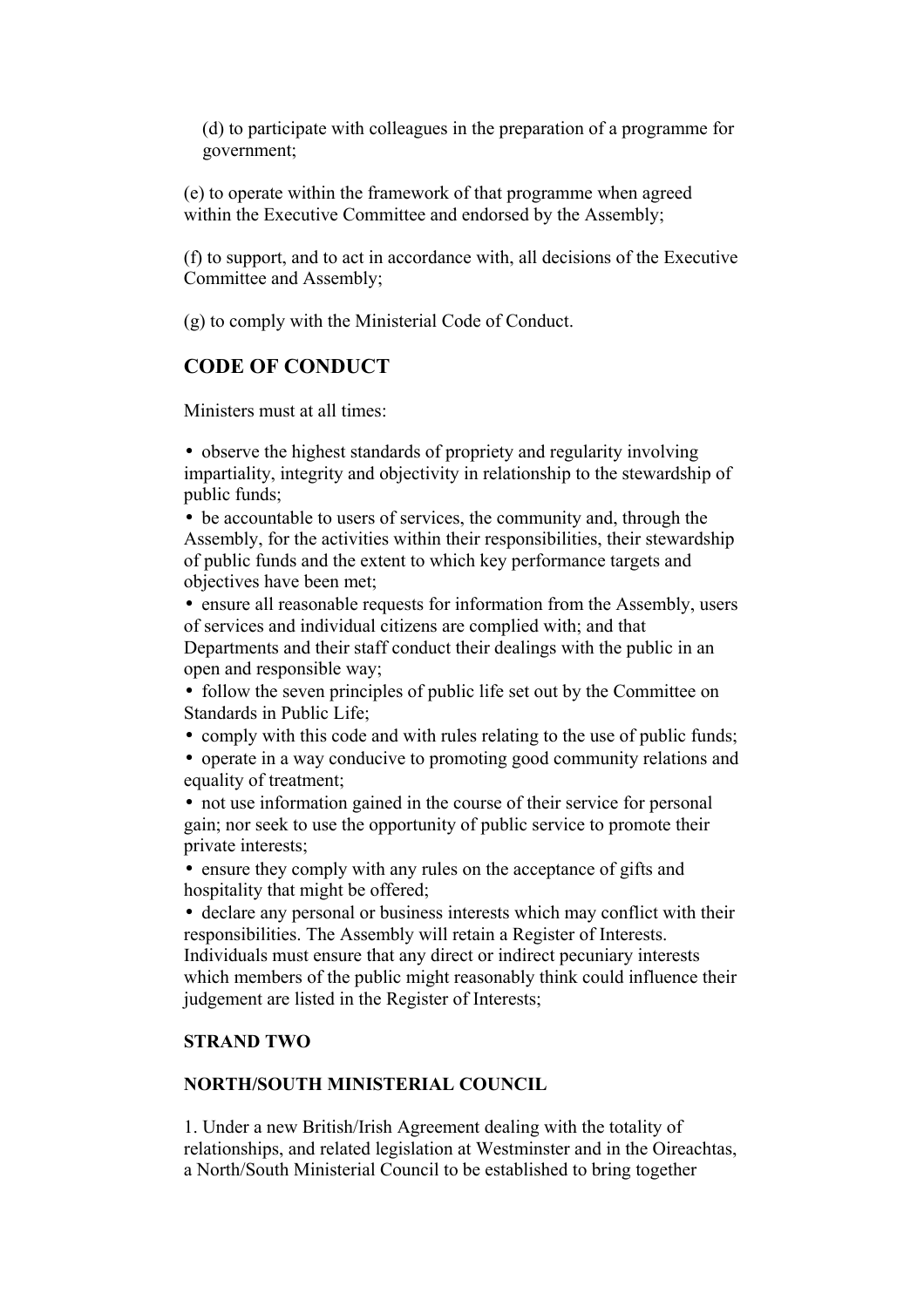(d) to participate with colleagues in the preparation of a programme for government;

(e) to operate within the framework of that programme when agreed within the Executive Committee and endorsed by the Assembly;

(f) to support, and to act in accordance with, all decisions of the Executive Committee and Assembly;

(g) to comply with the Ministerial Code of Conduct.

## CODE OF CONDUCT

Ministers must at all times:

- observe the highest standards of propriety and regularity involving impartiality, integrity and objectivity in relationship to the stewardship of public funds;
- be accountable to users of services, the community and, through the Assembly, for the activities within their responsibilities, their stewardship of public funds and the extent to which key performance targets and objectives have been met;
- ensure all reasonable requests for information from the Assembly, users of services and individual citizens are complied with; and that Departments and their staff conduct their dealings with the public in an open and responsible way;
- follow the seven principles of public life set out by the Committee on Standards in Public Life;
- comply with this code and with rules relating to the use of public funds;
- operate in a way conducive to promoting good community relations and equality of treatment;
- not use information gained in the course of their service for personal gain; nor seek to use the opportunity of public service to promote their private interests;
- ensure they comply with any rules on the acceptance of gifts and hospitality that might be offered;
- declare any personal or business interests which may conflict with their responsibilities. The Assembly will retain a Register of Interests. Individuals must ensure that any direct or indirect pecuniary interests which members of the public might reasonably think could influence their judgement are listed in the Register of Interests;

### STRAND TWO

### NORTH/SOUTH MINISTERIAL COUNCIL

1. Under a new British/Irish Agreement dealing with the totality of relationships, and related legislation at Westminster and in the Oireachtas, a North/South Ministerial Council to be established to bring together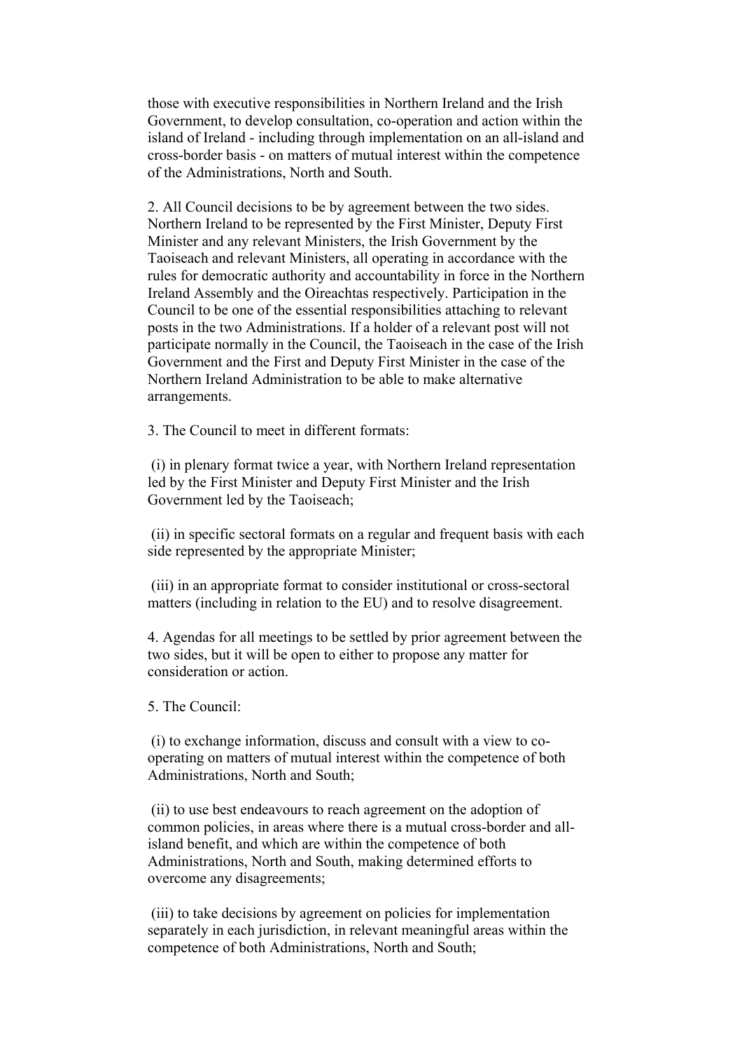those with executive responsibilities in Northern Ireland and the Irish Government, to develop consultation, co-operation and action within the island of Ireland - including through implementation on an all-island and cross-border basis - on matters of mutual interest within the competence of the Administrations, North and South.

2. All Council decisions to be by agreement between the two sides. Northern Ireland to be represented by the First Minister, Deputy First Minister and any relevant Ministers, the Irish Government by the Taoiseach and relevant Ministers, all operating in accordance with the rules for democratic authority and accountability in force in the Northern Ireland Assembly and the Oireachtas respectively. Participation in the Council to be one of the essential responsibilities attaching to relevant posts in the two Administrations. If a holder of a relevant post will not participate normally in the Council, the Taoiseach in the case of the Irish Government and the First and Deputy First Minister in the case of the Northern Ireland Administration to be able to make alternative arrangements.

3. The Council to meet in different formats:

(i) in plenary format twice a year, with Northern Ireland representation led by the First Minister and Deputy First Minister and the Irish Government led by the Taoiseach;

(ii) in specific sectoral formats on a regular and frequent basis with each side represented by the appropriate Minister;

(iii) in an appropriate format to consider institutional or cross-sectoral matters (including in relation to the EU) and to resolve disagreement.

4. Agendas for all meetings to be settled by prior agreement between the two sides, but it will be open to either to propose any matter for consideration or action.

5. The Council:

(i) to exchange information, discuss and consult with a view to co-operating on matters of mutual interest within the competence of both Administrations, North and South;

(ii) to use best endeavours to reach agreement on the adoption of common policies, in areas where there is a mutual cross-border and all-island benefit, and which are within the competence of both Administrations, North and South, making determined efforts to overcome any disagreements;

(iii) to take decisions by agreement on policies for implementation separately in each jurisdiction, in relevant meaningful areas within the competence of both Administrations, North and South;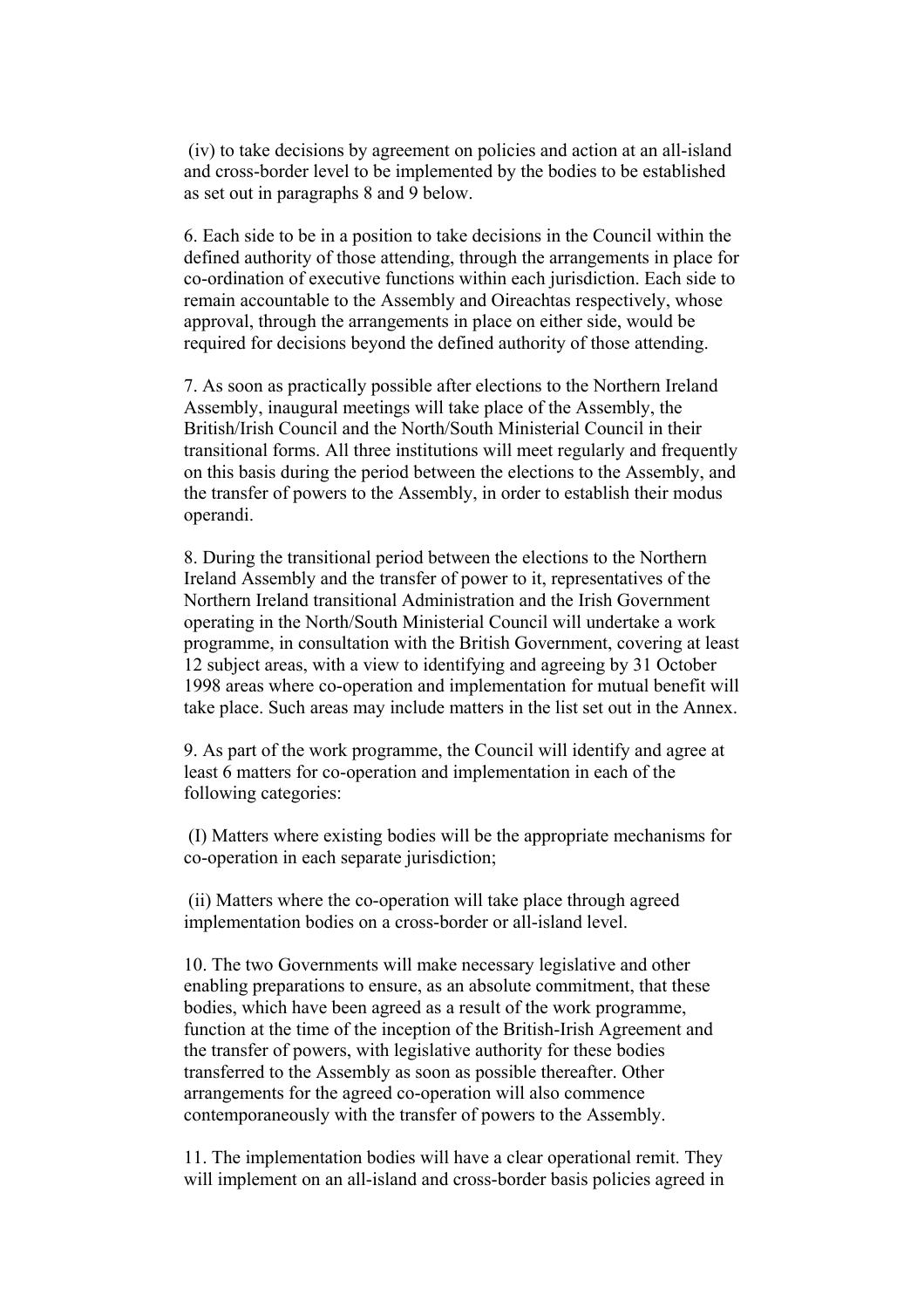(iv) to take decisions by agreement on policies and action at an all-island and cross-border level to be implemented by the bodies to be established as set out in paragraphs 8 and 9 below.

6. Each side to be in a position to take decisions in the Council within the defined authority of those attending, through the arrangements in place for co-ordination of executive functions within each jurisdiction. Each side to remain accountable to the Assembly and Oireachtas respectively, whose approval, through the arrangements in place on either side, would be required for decisions beyond the defined authority of those attending.

7. As soon as practically possible after elections to the Northern Ireland Assembly, inaugural meetings will take place of the Assembly, the British/Irish Council and the North/South Ministerial Council in their transitional forms. All three institutions will meet regularly and frequently on this basis during the period between the elections to the Assembly, and the transfer of powers to the Assembly, in order to establish their modus operandi.

8. During the transitional period between the elections to the Northern Ireland Assembly and the transfer of power to it, representatives of the Northern Ireland transitional Administration and the Irish Government operating in the North/South Ministerial Council will undertake a work programme, in consultation with the British Government, covering at least 12 subject areas, with a view to identifying and agreeing by 31 October 1998 areas where co-operation and implementation for mutual benefit will take place. Such areas may include matters in the list set out in the Annex.

9. As part of the work programme, the Council will identify and agree at least 6 matters for co-operation and implementation in each of the following categories:

(I) Matters where existing bodies will be the appropriate mechanisms for co-operation in each separate jurisdiction;

(ii) Matters where the co-operation will take place through agreed implementation bodies on a cross-border or all-island level.

10. The two Governments will make necessary legislative and other enabling preparations to ensure, as an absolute commitment, that these bodies, which have been agreed as a result of the work programme, function at the time of the inception of the British-Irish Agreement and the transfer of powers, with legislative authority for these bodies transferred to the Assembly as soon as possible thereafter. Other arrangements for the agreed co-operation will also commence contemporaneously with the transfer of powers to the Assembly.

11. The implementation bodies will have a clear operational remit. They will implement on an all-island and cross-border basis policies agreed in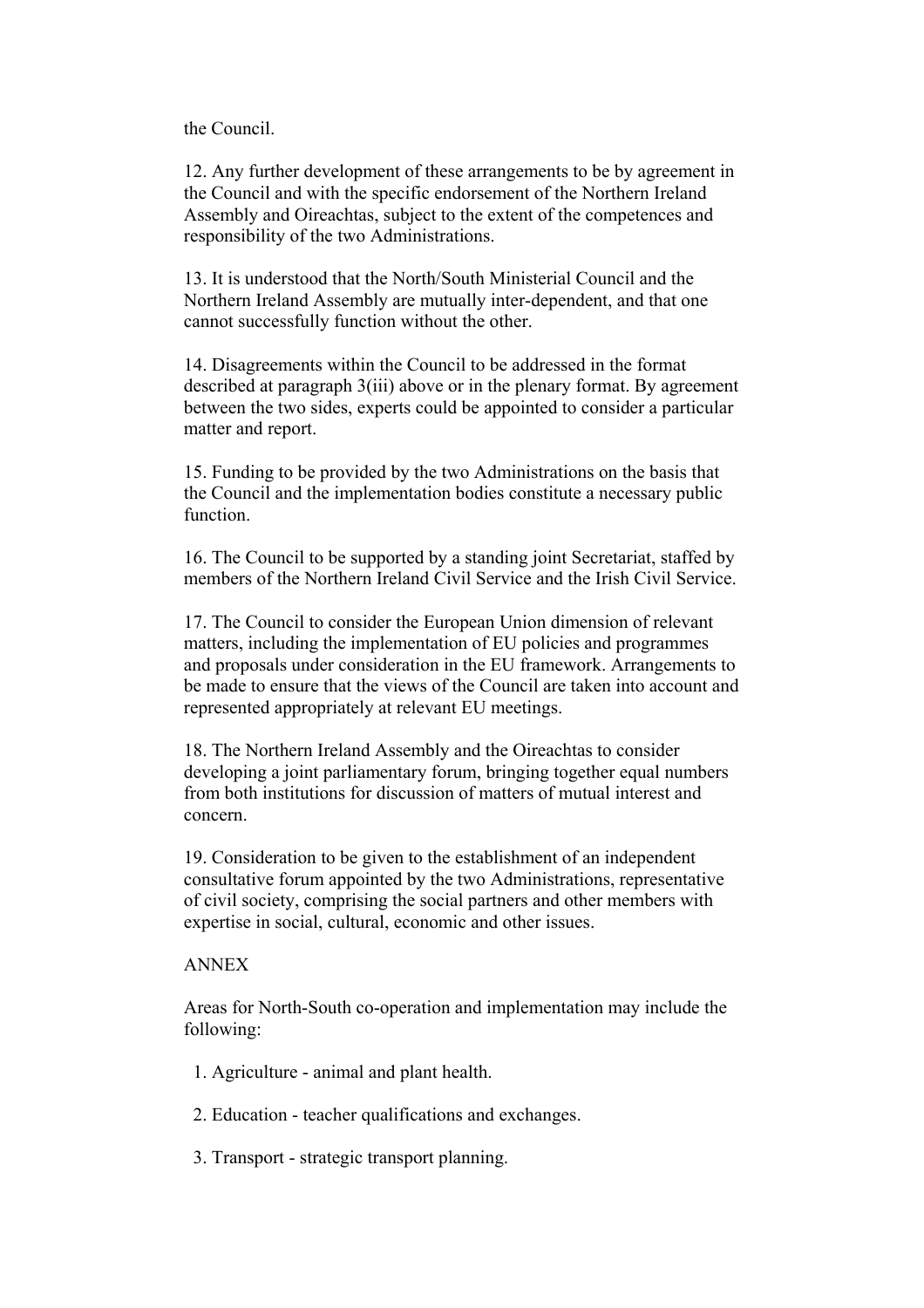the Council.

12. Any further development of these arrangements to be by agreement in the Council and with the specific endorsement of the Northern Ireland Assembly and Oireachtas, subject to the extent of the competences and responsibility of the two Administrations.

13. It is understood that the North/South Ministerial Council and the Northern Ireland Assembly are mutually inter-dependent, and that one cannot successfully function without the other.

14. Disagreements within the Council to be addressed in the format described at paragraph 3(iii) above or in the plenary format. By agreement between the two sides, experts could be appointed to consider a particular matter and report.

15. Funding to be provided by the two Administrations on the basis that the Council and the implementation bodies constitute a necessary public function.

16. The Council to be supported by a standing joint Secretariat, staffed by members of the Northern Ireland Civil Service and the Irish Civil Service.

17. The Council to consider the European Union dimension of relevant matters, including the implementation of EU policies and programmes and proposals under consideration in the EU framework. Arrangements to be made to ensure that the views of the Council are taken into account and represented appropriately at relevant EU meetings.

18. The Northern Ireland Assembly and the Oireachtas to consider developing a joint parliamentary forum, bringing together equal numbers from both institutions for discussion of matters of mutual interest and concern.

19. Consideration to be given to the establishment of an independent consultative forum appointed by the two Administrations, representative of civil society, comprising the social partners and other members with expertise in social, cultural, economic and other issues.

ANNEX

Areas for North-South co-operation and implementation may include the following:

1. Agriculture - animal and plant health.
2. Education - teacher qualifications and exchanges.
3. Transport - strategic transport planning.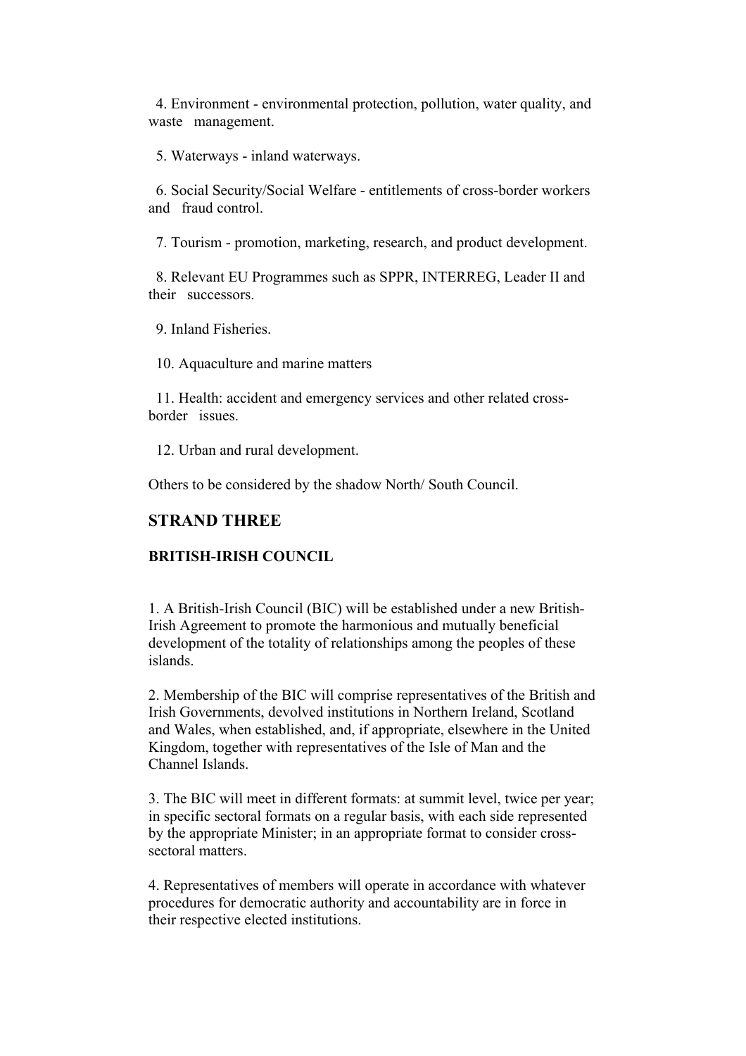4. Environment - environmental protection, pollution, water quality, and waste management.

5. Waterways - inland waterways.

6. Social Security/Social Welfare - entitlements of cross-border workers and fraud control.

7. Tourism - promotion, marketing, research, and product development.

8. Relevant EU Programmes such as SPPR, INTERREG, Leader II and their successors.

9. Inland Fisheries.

10. Aquaculture and marine matters

11. Health: accident and emergency services and other related cross-border issues.

12. Urban and rural development.

Others to be considered by the shadow North/ South Council.

## STRAND THREE

### BRITISH-IRISH COUNCIL

1. A British-Irish Council (BIC) will be established under a new British-Irish Agreement to promote the harmonious and mutually beneficial development of the totality of relationships among the peoples of these islands.

2. Membership of the BIC will comprise representatives of the British and Irish Governments, devolved institutions in Northern Ireland, Scotland and Wales, when established, and, if appropriate, elsewhere in the United Kingdom, together with representatives of the Isle of Man and the Channel Islands.

3. The BIC will meet in different formats: at summit level, twice per year; in specific sectoral formats on a regular basis, with each side represented by the appropriate Minister; in an appropriate format to consider cross-sectoral matters.

4. Representatives of members will operate in accordance with whatever procedures for democratic authority and accountability are in force in their respective elected institutions.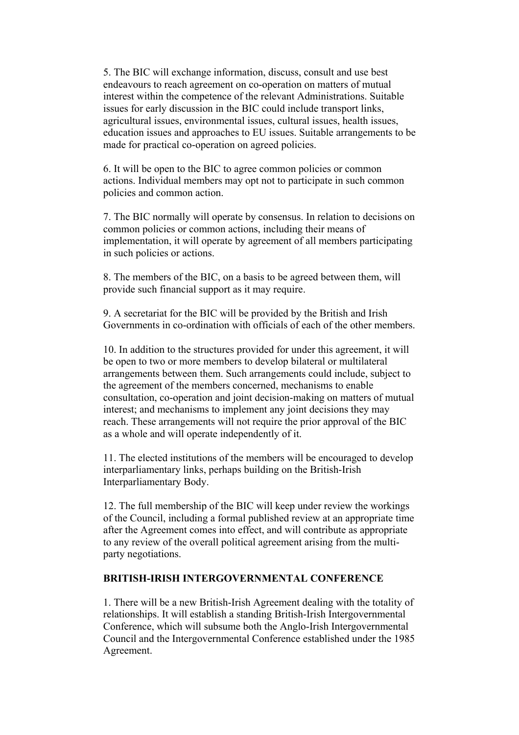5. The BIC will exchange information, discuss, consult and use best endeavours to reach agreement on co-operation on matters of mutual interest within the competence of the relevant Administrations. Suitable issues for early discussion in the BIC could include transport links, agricultural issues, environmental issues, cultural issues, health issues, education issues and approaches to EU issues. Suitable arrangements to be made for practical co-operation on agreed policies.

6. It will be open to the BIC to agree common policies or common actions. Individual members may opt not to participate in such common policies and common action.

7. The BIC normally will operate by consensus. In relation to decisions on common policies or common actions, including their means of implementation, it will operate by agreement of all members participating in such policies or actions.

8. The members of the BIC, on a basis to be agreed between them, will provide such financial support as it may require.

9. A secretariat for the BIC will be provided by the British and Irish Governments in co-ordination with officials of each of the other members.

10. In addition to the structures provided for under this agreement, it will be open to two or more members to develop bilateral or multilateral arrangements between them. Such arrangements could include, subject to the agreement of the members concerned, mechanisms to enable consultation, co-operation and joint decision-making on matters of mutual interest; and mechanisms to implement any joint decisions they may reach. These arrangements will not require the prior approval of the BIC as a whole and will operate independently of it.

11. The elected institutions of the members will be encouraged to develop interparliamentary links, perhaps building on the British-Irish Interparliamentary Body.

12. The full membership of the BIC will keep under review the workings of the Council, including a formal published review at an appropriate time after the Agreement comes into effect, and will contribute as appropriate to any review of the overall political agreement arising from the multi-party negotiations.

**BRITISH-IRISH INTERGOVERNMENTAL CONFERENCE**

1. There will be a new British-Irish Agreement dealing with the totality of relationships. It will establish a standing British-Irish Intergovernmental Conference, which will subsume both the Anglo-Irish Intergovernmental Council and the Intergovernmental Conference established under the 1985 Agreement.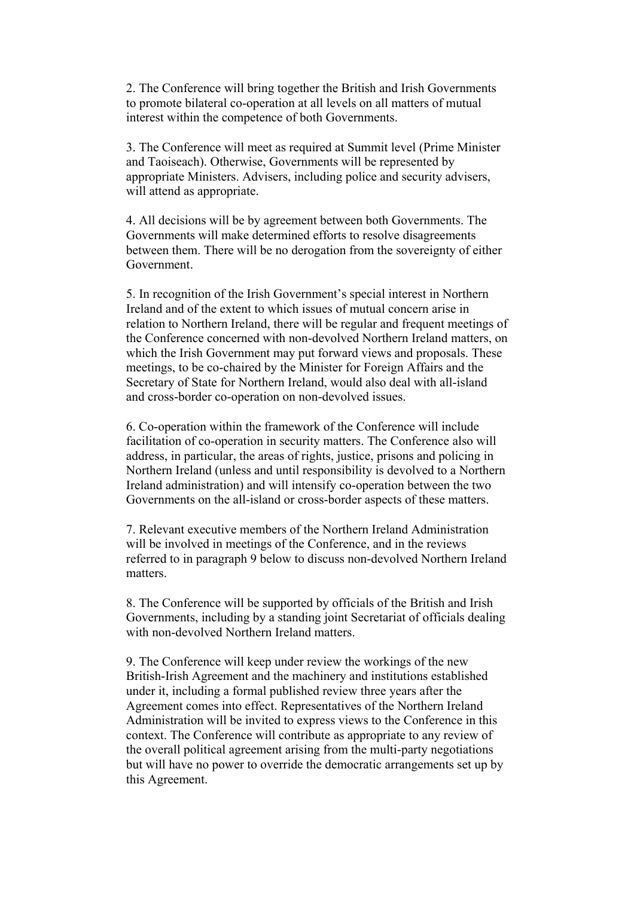2. The Conference will bring together the British and Irish Governments to promote bilateral co-operation at all levels on all matters of mutual interest within the competence of both Governments.

3. The Conference will meet as required at Summit level (Prime Minister and Taoiseach). Otherwise, Governments will be represented by appropriate Ministers. Advisers, including police and security advisers, will attend as appropriate.

4. All decisions will be by agreement between both Governments. The Governments will make determined efforts to resolve disagreements between them. There will be no derogation from the sovereignty of either Government.

5. In recognition of the Irish Government's special interest in Northern Ireland and of the extent to which issues of mutual concern arise in relation to Northern Ireland, there will be regular and frequent meetings of the Conference concerned with non-devolved Northern Ireland matters, on which the Irish Government may put forward views and proposals. These meetings, to be co-chaired by the Minister for Foreign Affairs and the Secretary of State for Northern Ireland, would also deal with all-island and cross-border co-operation on non-devolved issues.

6. Co-operation within the framework of the Conference will include facilitation of co-operation in security matters. The Conference also will address, in particular, the areas of rights, justice, prisons and policing in Northern Ireland (unless and until responsibility is devolved to a Northern Ireland administration) and will intensify co-operation between the two Governments on the all-island or cross-border aspects of these matters.

7. Relevant executive members of the Northern Ireland Administration will be involved in meetings of the Conference, and in the reviews referred to in paragraph 9 below to discuss non-devolved Northern Ireland matters.

8. The Conference will be supported by officials of the British and Irish Governments, including by a standing joint Secretariat of officials dealing with non-devolved Northern Ireland matters.

9. The Conference will keep under review the workings of the new British-Irish Agreement and the machinery and institutions established under it, including a formal published review three years after the Agreement comes into effect. Representatives of the Northern Ireland Administration will be invited to express views to the Conference in this context. The Conference will contribute as appropriate to any review of the overall political agreement arising from the multi-party negotiations but will have no power to override the democratic arrangements set up by this Agreement.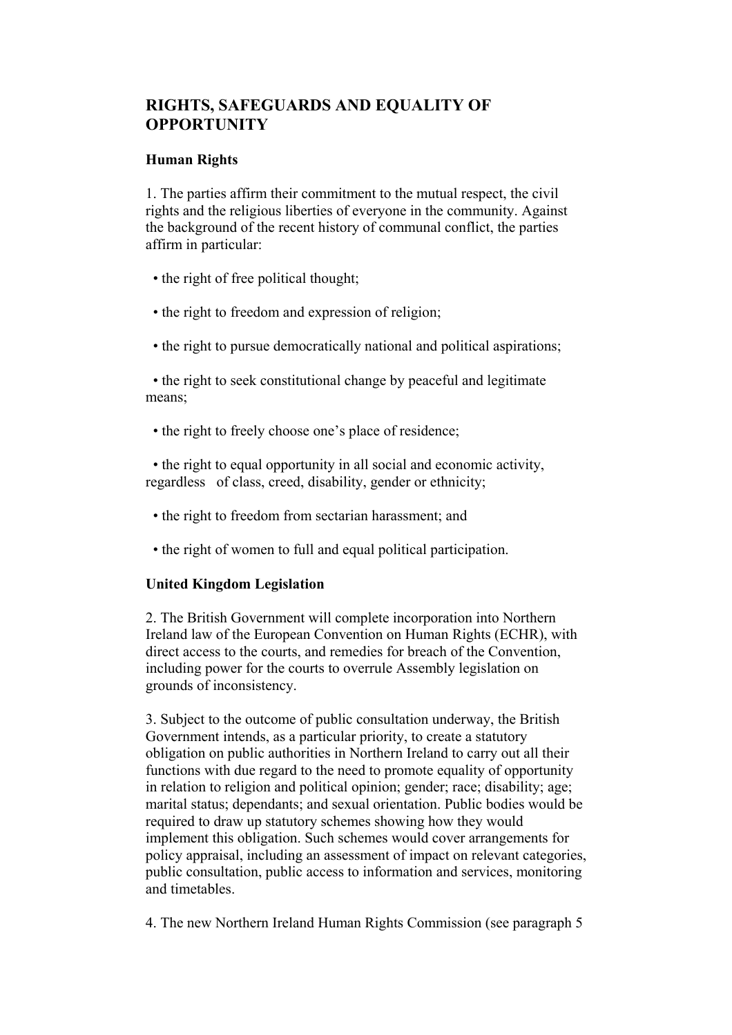## RIGHTS, SAFEGUARDS AND EQUALITY OF OPPORTUNITY

### Human Rights

1. The parties affirm their commitment to the mutual respect, the civil rights and the religious liberties of everyone in the community. Against the background of the recent history of communal conflict, the parties affirm in particular:

- the right of free political thought;
- the right to freedom and expression of religion;
- the right to pursue democratically national and political aspirations;
- the right to seek constitutional change by peaceful and legitimate means;
- the right to freely choose one's place of residence;
- the right to equal opportunity in all social and economic activity, regardless of class, creed, disability, gender or ethnicity;
- the right to freedom from sectarian harassment; and
- the right of women to full and equal political participation.

### United Kingdom Legislation

2. The British Government will complete incorporation into Northern Ireland law of the European Convention on Human Rights (ECHR), with direct access to the courts, and remedies for breach of the Convention, including power for the courts to overrule Assembly legislation on grounds of inconsistency.

3. Subject to the outcome of public consultation underway, the British Government intends, as a particular priority, to create a statutory obligation on public authorities in Northern Ireland to carry out all their functions with due regard to the need to promote equality of opportunity in relation to religion and political opinion; gender; race; disability; age; marital status; dependants; and sexual orientation. Public bodies would be required to draw up statutory schemes showing how they would implement this obligation. Such schemes would cover arrangements for policy appraisal, including an assessment of impact on relevant categories, public consultation, public access to information and services, monitoring and timetables.

4. The new Northern Ireland Human Rights Commission (see paragraph 5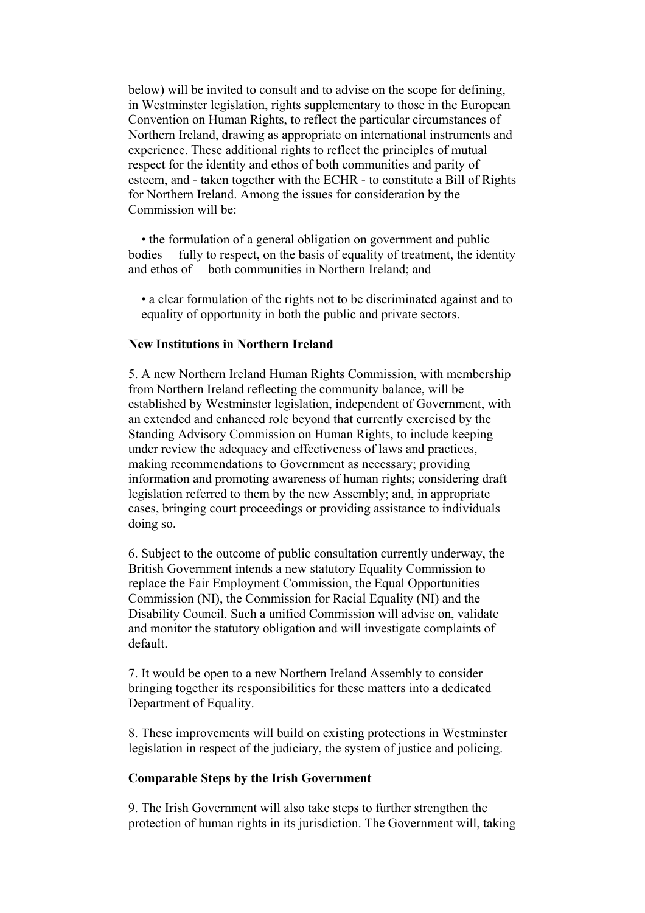below) will be invited to consult and to advise on the scope for defining, in Westminster legislation, rights supplementary to those in the European Convention on Human Rights, to reflect the particular circumstances of Northern Ireland, drawing as appropriate on international instruments and experience. These additional rights to reflect the principles of mutual respect for the identity and ethos of both communities and parity of esteem, and - taken together with the ECHR - to constitute a Bill of Rights for Northern Ireland. Among the issues for consideration by the Commission will be:

- the formulation of a general obligation on government and public bodies fully to respect, on the basis of equality of treatment, the identity and ethos of both communities in Northern Ireland; and

- a clear formulation of the rights not to be discriminated against and to equality of opportunity in both the public and private sectors.

**New Institutions in Northern Ireland**

5. A new Northern Ireland Human Rights Commission, with membership from Northern Ireland reflecting the community balance, will be established by Westminster legislation, independent of Government, with an extended and enhanced role beyond that currently exercised by the Standing Advisory Commission on Human Rights, to include keeping under review the adequacy and effectiveness of laws and practices, making recommendations to Government as necessary; providing information and promoting awareness of human rights; considering draft legislation referred to them by the new Assembly; and, in appropriate cases, bringing court proceedings or providing assistance to individuals doing so.

6. Subject to the outcome of public consultation currently underway, the British Government intends a new statutory Equality Commission to replace the Fair Employment Commission, the Equal Opportunities Commission (NI), the Commission for Racial Equality (NI) and the Disability Council. Such a unified Commission will advise on, validate and monitor the statutory obligation and will investigate complaints of default.

7. It would be open to a new Northern Ireland Assembly to consider bringing together its responsibilities for these matters into a dedicated Department of Equality.

8. These improvements will build on existing protections in Westminster legislation in respect of the judiciary, the system of justice and policing.

**Comparable Steps by the Irish Government**

9. The Irish Government will also take steps to further strengthen the protection of human rights in its jurisdiction. The Government will, taking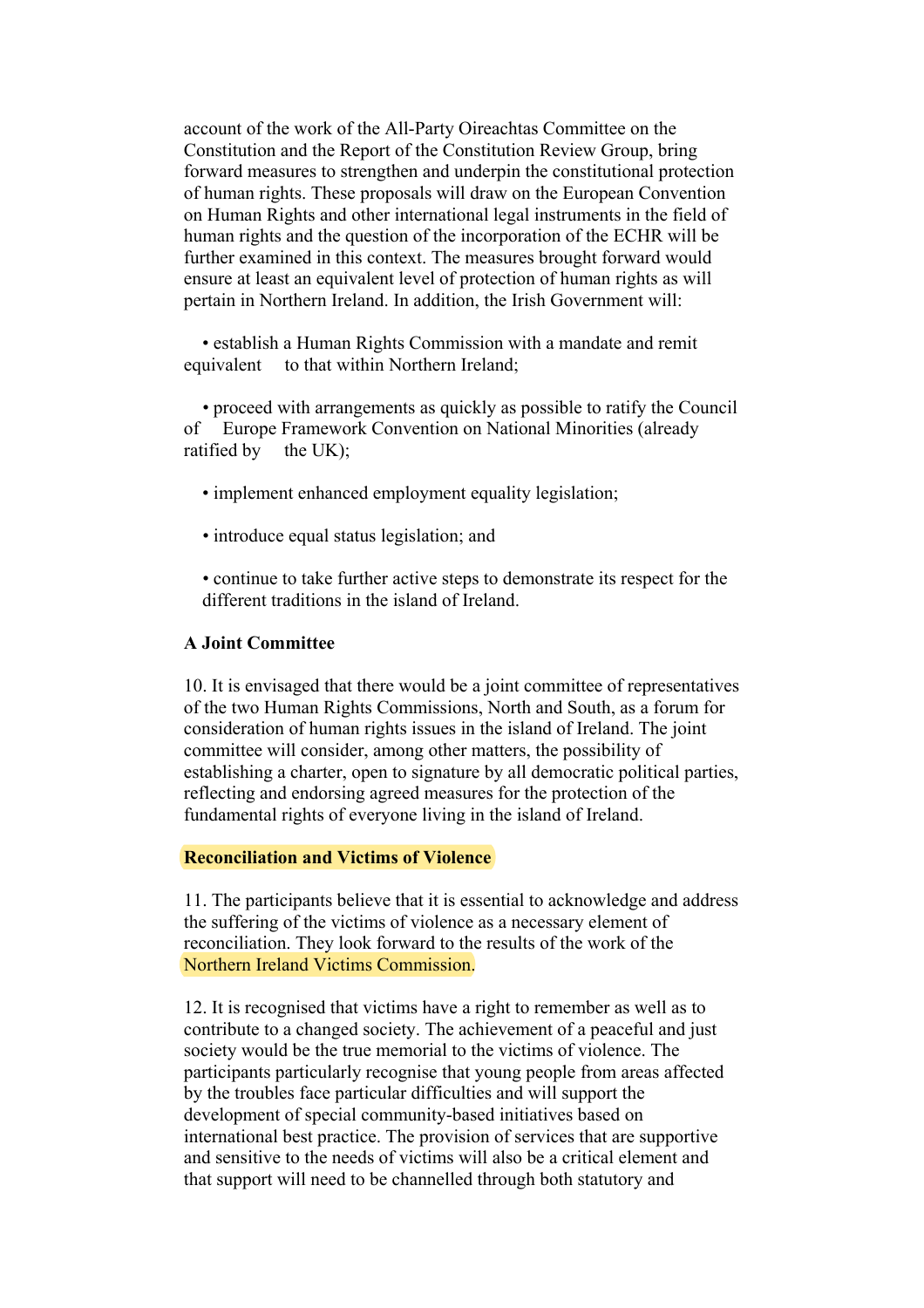account of the work of the All-Party Oireachtas Committee on the Constitution and the Report of the Constitution Review Group, bring forward measures to strengthen and underpin the constitutional protection of human rights. These proposals will draw on the European Convention on Human Rights and other international legal instruments in the field of human rights and the question of the incorporation of the ECHR will be further examined in this context. The measures brought forward would ensure at least an equivalent level of protection of human rights as will pertain in Northern Ireland. In addition, the Irish Government will:

- establish a Human Rights Commission with a mandate and remit equivalent to that within Northern Ireland;
- proceed with arrangements as quickly as possible to ratify the Council of Europe Framework Convention on National Minorities (already ratified by the UK);
- implement enhanced employment equality legislation;
- introduce equal status legislation; and
- continue to take further active steps to demonstrate its respect for the different traditions in the island of Ireland.

**A Joint Committee**

10. It is envisaged that there would be a joint committee of representatives of the two Human Rights Commissions, North and South, as a forum for consideration of human rights issues in the island of Ireland. The joint committee will consider, among other matters, the possibility of establishing a charter, open to signature by all democratic political parties, reflecting and endorsing agreed measures for the protection of the fundamental rights of everyone living in the island of Ireland.

**Reconciliation and Victims of Violence**

11. The participants believe that it is essential to acknowledge and address the suffering of the victims of violence as a necessary element of reconciliation. They look forward to the results of the work of the Northern Ireland Victims Commission.

12. It is recognised that victims have a right to remember as well as to contribute to a changed society. The achievement of a peaceful and just society would be the true memorial to the victims of violence. The participants particularly recognise that young people from areas affected by the troubles face particular difficulties and will support the development of special community-based initiatives based on international best practice. The provision of services that are supportive and sensitive to the needs of victims will also be a critical element and that support will need to be channelled through both statutory and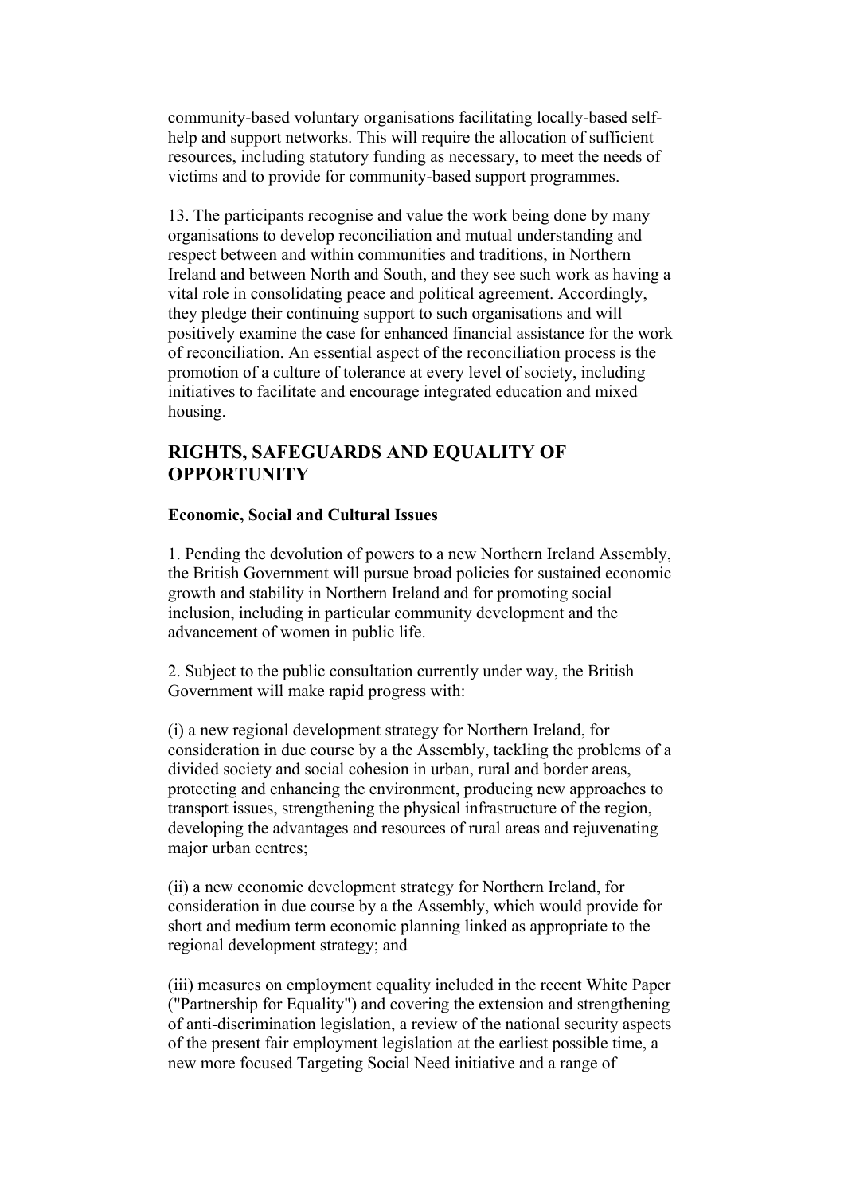community-based voluntary organisations facilitating locally-based self-help and support networks. This will require the allocation of sufficient resources, including statutory funding as necessary, to meet the needs of victims and to provide for community-based support programmes.

13. The participants recognise and value the work being done by many organisations to develop reconciliation and mutual understanding and respect between and within communities and traditions, in Northern Ireland and between North and South, and they see such work as having a vital role in consolidating peace and political agreement. Accordingly, they pledge their continuing support to such organisations and will positively examine the case for enhanced financial assistance for the work of reconciliation. An essential aspect of the reconciliation process is the promotion of a culture of tolerance at every level of society, including initiatives to facilitate and encourage integrated education and mixed housing.

## RIGHTS, SAFEGUARDS AND EQUALITY OF OPPORTUNITY

### Economic, Social and Cultural Issues

1. Pending the devolution of powers to a new Northern Ireland Assembly, the British Government will pursue broad policies for sustained economic growth and stability in Northern Ireland and for promoting social inclusion, including in particular community development and the advancement of women in public life.

2. Subject to the public consultation currently under way, the British Government will make rapid progress with:

(i) a new regional development strategy for Northern Ireland, for consideration in due course by a the Assembly, tackling the problems of a divided society and social cohesion in urban, rural and border areas, protecting and enhancing the environment, producing new approaches to transport issues, strengthening the physical infrastructure of the region, developing the advantages and resources of rural areas and rejuvenating major urban centres;

(ii) a new economic development strategy for Northern Ireland, for consideration in due course by a the Assembly, which would provide for short and medium term economic planning linked as appropriate to the regional development strategy; and

(iii) measures on employment equality included in the recent White Paper ("Partnership for Equality") and covering the extension and strengthening of anti-discrimination legislation, a review of the national security aspects of the present fair employment legislation at the earliest possible time, a new more focused Targeting Social Need initiative and a range of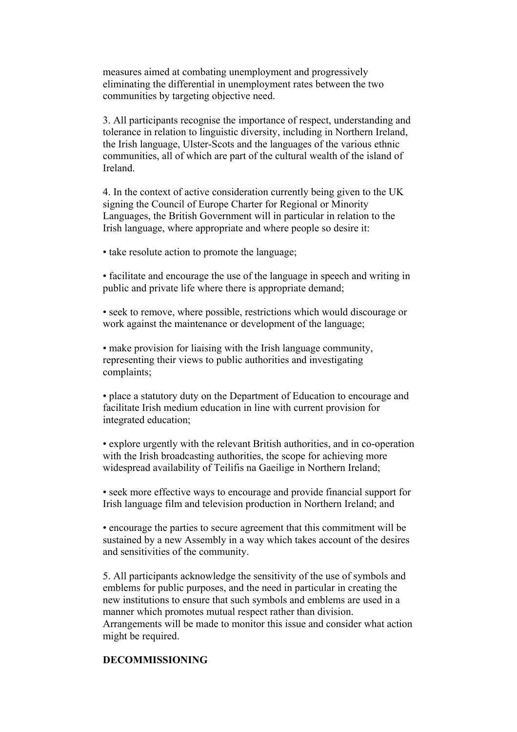measures aimed at combating unemployment and progressively eliminating the differential in unemployment rates between the two communities by targeting objective need.

3. All participants recognise the importance of respect, understanding and tolerance in relation to linguistic diversity, including in Northern Ireland, the Irish language, Ulster-Scots and the languages of the various ethnic communities, all of which are part of the cultural wealth of the island of Ireland.

4. In the context of active consideration currently being given to the UK signing the Council of Europe Charter for Regional or Minority Languages, the British Government will in particular in relation to the Irish language, where appropriate and where people so desire it:

- take resolute action to promote the language;

- facilitate and encourage the use of the language in speech and writing in public and private life where there is appropriate demand;

- seek to remove, where possible, restrictions which would discourage or work against the maintenance or development of the language;

- make provision for liaising with the Irish language community, representing their views to public authorities and investigating complaints;

- place a statutory duty on the Department of Education to encourage and facilitate Irish medium education in line with current provision for integrated education;

- explore urgently with the relevant British authorities, and in co-operation with the Irish broadcasting authorities, the scope for achieving more widespread availability of Teilifis na Gaeilige in Northern Ireland;

- seek more effective ways to encourage and provide financial support for Irish language film and television production in Northern Ireland; and

- encourage the parties to secure agreement that this commitment will be sustained by a new Assembly in a way which takes account of the desires and sensitivities of the community.

5. All participants acknowledge the sensitivity of the use of symbols and emblems for public purposes, and the need in particular in creating the new institutions to ensure that such symbols and emblems are used in a manner which promotes mutual respect rather than division. Arrangements will be made to monitor this issue and consider what action might be required.

## DECOMMISSIONING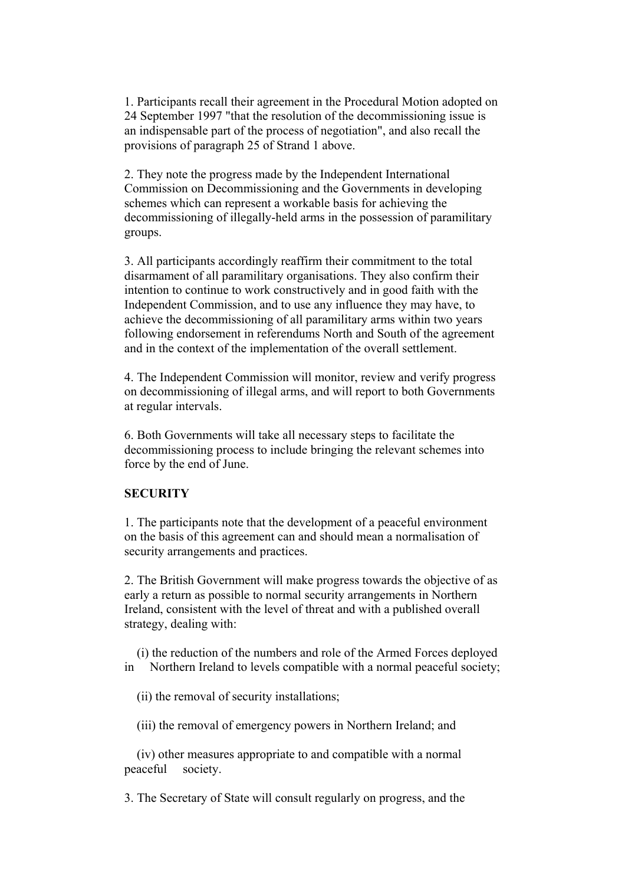1. Participants recall their agreement in the Procedural Motion adopted on 24 September 1997 "that the resolution of the decommissioning issue is an indispensable part of the process of negotiation", and also recall the provisions of paragraph 25 of Strand 1 above.

2. They note the progress made by the Independent International Commission on Decommissioning and the Governments in developing schemes which can represent a workable basis for achieving the decommissioning of illegally-held arms in the possession of paramilitary groups.

3. All participants accordingly reaffirm their commitment to the total disarmament of all paramilitary organisations. They also confirm their intention to continue to work constructively and in good faith with the Independent Commission, and to use any influence they may have, to achieve the decommissioning of all paramilitary arms within two years following endorsement in referendums North and South of the agreement and in the context of the implementation of the overall settlement.

4. The Independent Commission will monitor, review and verify progress on decommissioning of illegal arms, and will report to both Governments at regular intervals.

6. Both Governments will take all necessary steps to facilitate the decommissioning process to include bringing the relevant schemes into force by the end of June.

**SECURITY**

1. The participants note that the development of a peaceful environment on the basis of this agreement can and should mean a normalisation of security arrangements and practices.

2. The British Government will make progress towards the objective of as early a return as possible to normal security arrangements in Northern Ireland, consistent with the level of threat and with a published overall strategy, dealing with:

(i) the reduction of the numbers and role of the Armed Forces deployed in Northern Ireland to levels compatible with a normal peaceful society;

(ii) the removal of security installations;

(iii) the removal of emergency powers in Northern Ireland; and

(iv) other measures appropriate to and compatible with a normal peaceful society.

3. The Secretary of State will consult regularly on progress, and the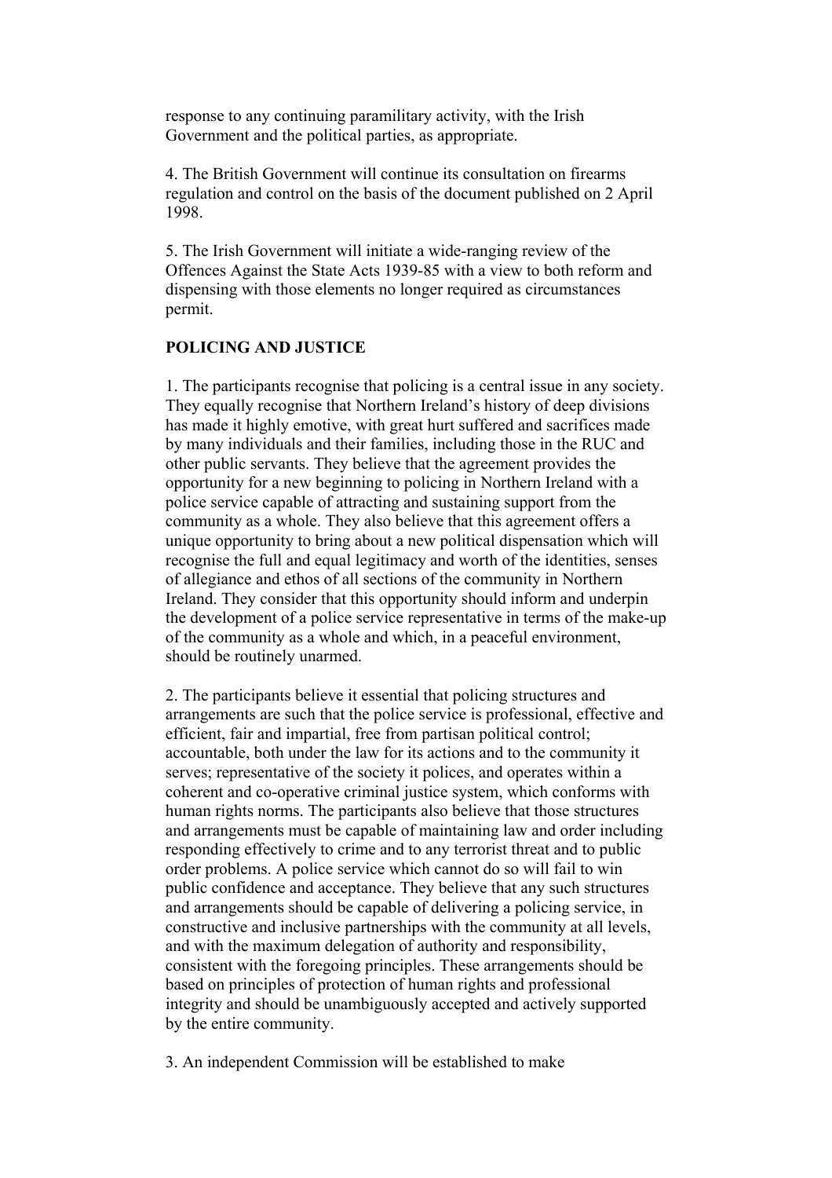response to any continuing paramilitary activity, with the Irish Government and the political parties, as appropriate.

4. The British Government will continue its consultation on firearms regulation and control on the basis of the document published on 2 April 1998.

5. The Irish Government will initiate a wide-ranging review of the Offences Against the State Acts 1939-85 with a view to both reform and dispensing with those elements no longer required as circumstances permit.

## POLICING AND JUSTICE

1. The participants recognise that policing is a central issue in any society. They equally recognise that Northern Ireland's history of deep divisions has made it highly emotive, with great hurt suffered and sacrifices made by many individuals and their families, including those in the RUC and other public servants. They believe that the agreement provides the opportunity for a new beginning to policing in Northern Ireland with a police service capable of attracting and sustaining support from the community as a whole. They also believe that this agreement offers a unique opportunity to bring about a new political dispensation which will recognise the full and equal legitimacy and worth of the identities, senses of allegiance and ethos of all sections of the community in Northern Ireland. They consider that this opportunity should inform and underpin the development of a police service representative in terms of the make-up of the community as a whole and which, in a peaceful environment, should be routinely unarmed.

2. The participants believe it essential that policing structures and arrangements are such that the police service is professional, effective and efficient, fair and impartial, free from partisan political control; accountable, both under the law for its actions and to the community it serves; representative of the society it polices, and operates within a coherent and co-operative criminal justice system, which conforms with human rights norms. The participants also believe that those structures and arrangements must be capable of maintaining law and order including responding effectively to crime and to any terrorist threat and to public order problems. A police service which cannot do so will fail to win public confidence and acceptance. They believe that any such structures and arrangements should be capable of delivering a policing service, in constructive and inclusive partnerships with the community at all levels, and with the maximum delegation of authority and responsibility, consistent with the foregoing principles. These arrangements should be based on principles of protection of human rights and professional integrity and should be unambiguously accepted and actively supported by the entire community.

3. An independent Commission will be established to make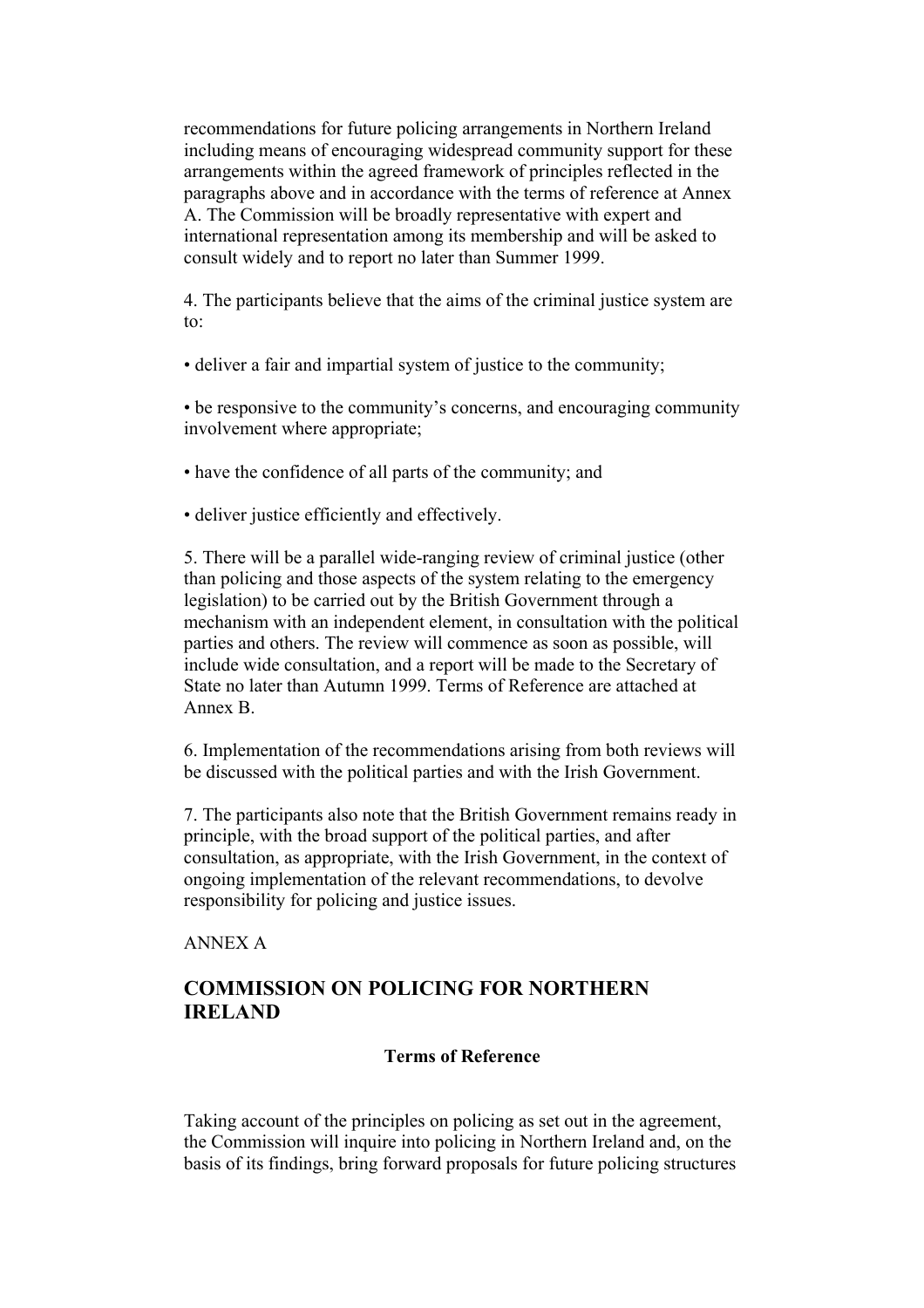recommendations for future policing arrangements in Northern Ireland including means of encouraging widespread community support for these arrangements within the agreed framework of principles reflected in the paragraphs above and in accordance with the terms of reference at Annex A. The Commission will be broadly representative with expert and international representation among its membership and will be asked to consult widely and to report no later than Summer 1999.

4. The participants believe that the aims of the criminal justice system are to:

• deliver a fair and impartial system of justice to the community;

• be responsive to the community's concerns, and encouraging community involvement where appropriate;

• have the confidence of all parts of the community; and

• deliver justice efficiently and effectively.

5. There will be a parallel wide-ranging review of criminal justice (other than policing and those aspects of the system relating to the emergency legislation) to be carried out by the British Government through a mechanism with an independent element, in consultation with the political parties and others. The review will commence as soon as possible, will include wide consultation, and a report will be made to the Secretary of State no later than Autumn 1999. Terms of Reference are attached at Annex B.

6. Implementation of the recommendations arising from both reviews will be discussed with the political parties and with the Irish Government.

7. The participants also note that the British Government remains ready in principle, with the broad support of the political parties, and after consultation, as appropriate, with the Irish Government, in the context of ongoing implementation of the relevant recommendations, to devolve responsibility for policing and justice issues.

ANNEX A

## COMMISSION ON POLICING FOR NORTHERN IRELAND

### Terms of Reference

Taking account of the principles on policing as set out in the agreement, the Commission will inquire into policing in Northern Ireland and, on the basis of its findings, bring forward proposals for future policing structures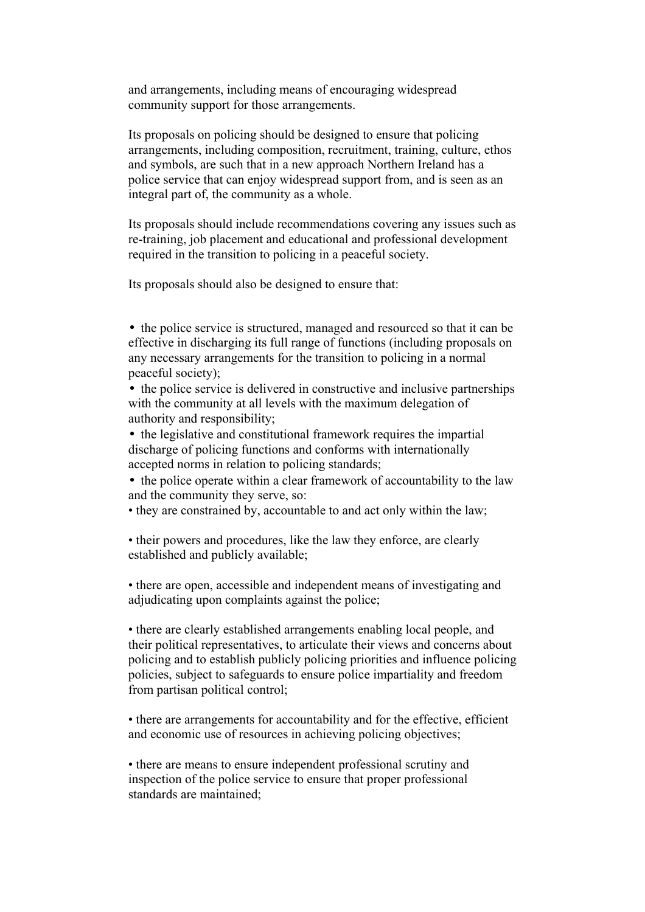and arrangements, including means of encouraging widespread community support for those arrangements.

Its proposals on policing should be designed to ensure that policing arrangements, including composition, recruitment, training, culture, ethos and symbols, are such that in a new approach Northern Ireland has a police service that can enjoy widespread support from, and is seen as an integral part of, the community as a whole.

Its proposals should include recommendations covering any issues such as re-training, job placement and educational and professional development required in the transition to policing in a peaceful society.

Its proposals should also be designed to ensure that:

- the police service is structured, managed and resourced so that it can be effective in discharging its full range of functions (including proposals on any necessary arrangements for the transition to policing in a normal peaceful society);
- the police service is delivered in constructive and inclusive partnerships with the community at all levels with the maximum delegation of authority and responsibility;
- the legislative and constitutional framework requires the impartial discharge of policing functions and conforms with internationally accepted norms in relation to policing standards;
- the police operate within a clear framework of accountability to the law and the community they serve, so:
  - they are constrained by, accountable to and act only within the law;
  - their powers and procedures, like the law they enforce, are clearly established and publicly available;
  - there are open, accessible and independent means of investigating and adjudicating upon complaints against the police;
  - there are clearly established arrangements enabling local people, and their political representatives, to articulate their views and concerns about policing and to establish publicly policing priorities and influence policing policies, subject to safeguards to ensure police impartiality and freedom from partisan political control;
  - there are arrangements for accountability and for the effective, efficient and economic use of resources in achieving policing objectives;
  - there are means to ensure independent professional scrutiny and inspection of the police service to ensure that proper professional standards are maintained;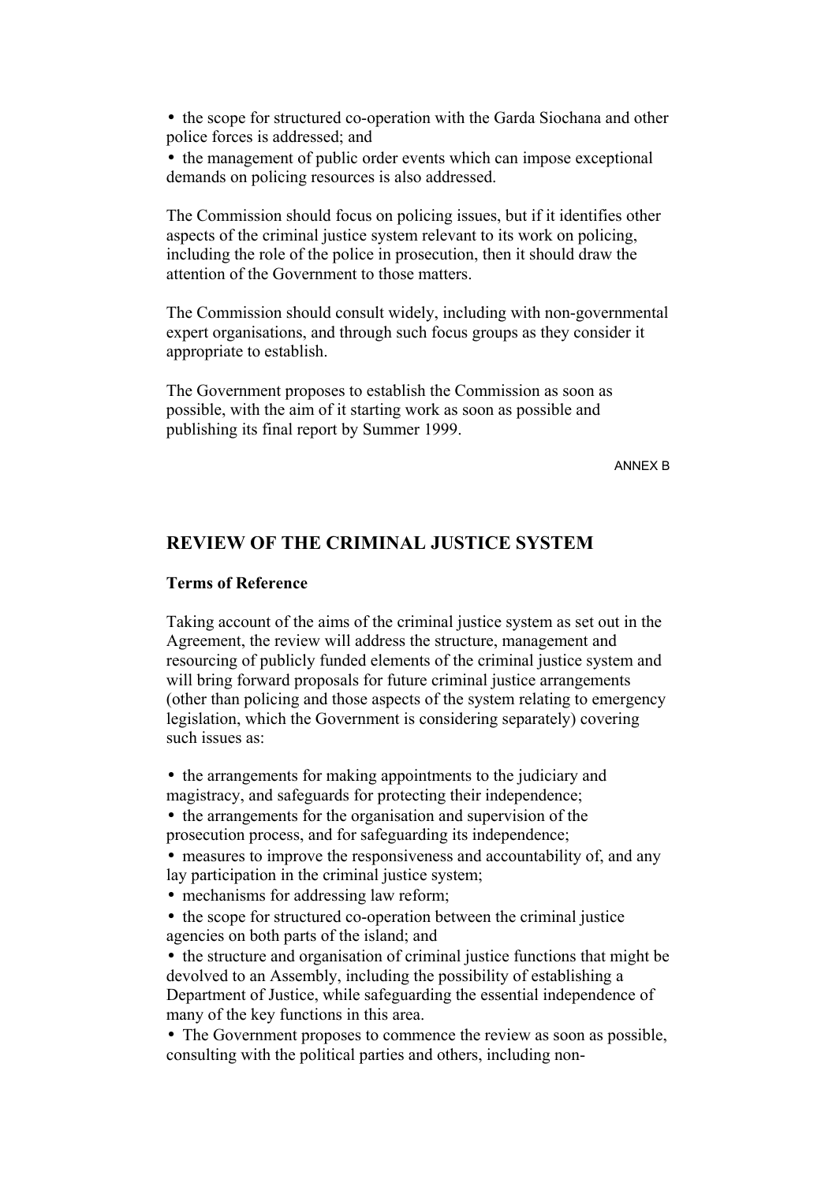- the scope for structured co-operation with the Garda Siochana and other police forces is addressed; and
- the management of public order events which can impose exceptional demands on policing resources is also addressed.

The Commission should focus on policing issues, but if it identifies other aspects of the criminal justice system relevant to its work on policing, including the role of the police in prosecution, then it should draw the attention of the Government to those matters.

The Commission should consult widely, including with non-governmental expert organisations, and through such focus groups as they consider it appropriate to establish.

The Government proposes to establish the Commission as soon as possible, with the aim of it starting work as soon as possible and publishing its final report by Summer 1999.

ANNEX B

## REVIEW OF THE CRIMINAL JUSTICE SYSTEM

**Terms of Reference**

Taking account of the aims of the criminal justice system as set out in the Agreement, the review will address the structure, management and resourcing of publicly funded elements of the criminal justice system and will bring forward proposals for future criminal justice arrangements (other than policing and those aspects of the system relating to emergency legislation, which the Government is considering separately) covering such issues as:

- the arrangements for making appointments to the judiciary and magistracy, and safeguards for protecting their independence;
- the arrangements for the organisation and supervision of the prosecution process, and for safeguarding its independence;
- measures to improve the responsiveness and accountability of, and any lay participation in the criminal justice system;
- mechanisms for addressing law reform;
- the scope for structured co-operation between the criminal justice agencies on both parts of the island; and
- the structure and organisation of criminal justice functions that might be devolved to an Assembly, including the possibility of establishing a Department of Justice, while safeguarding the essential independence of many of the key functions in this area.
- The Government proposes to commence the review as soon as possible, consulting with the political parties and others, including non-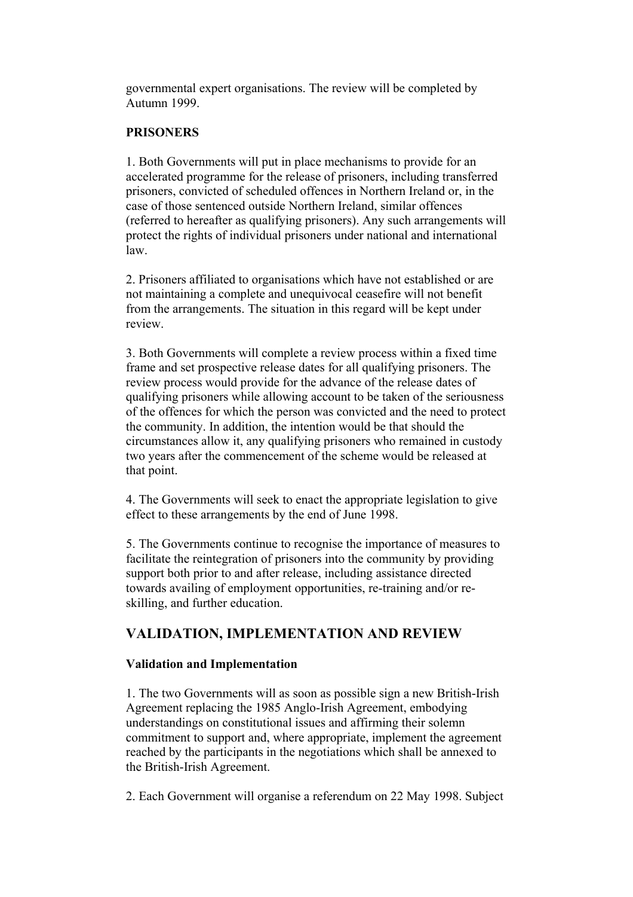governmental expert organisations. The review will be completed by Autumn 1999.

**PRISONERS**

1. Both Governments will put in place mechanisms to provide for an accelerated programme for the release of prisoners, including transferred prisoners, convicted of scheduled offences in Northern Ireland or, in the case of those sentenced outside Northern Ireland, similar offences (referred to hereafter as qualifying prisoners). Any such arrangements will protect the rights of individual prisoners under national and international law.

2. Prisoners affiliated to organisations which have not established or are not maintaining a complete and unequivocal ceasefire will not benefit from the arrangements. The situation in this regard will be kept under review.

3. Both Governments will complete a review process within a fixed time frame and set prospective release dates for all qualifying prisoners. The review process would provide for the advance of the release dates of qualifying prisoners while allowing account to be taken of the seriousness of the offences for which the person was convicted and the need to protect the community. In addition, the intention would be that should the circumstances allow it, any qualifying prisoners who remained in custody two years after the commencement of the scheme would be released at that point.

4. The Governments will seek to enact the appropriate legislation to give effect to these arrangements by the end of June 1998.

5. The Governments continue to recognise the importance of measures to facilitate the reintegration of prisoners into the community by providing support both prior to and after release, including assistance directed towards availing of employment opportunities, re-training and/or re-skilling, and further education.

## VALIDATION, IMPLEMENTATION AND REVIEW

**Validation and Implementation**

1. The two Governments will as soon as possible sign a new British-Irish Agreement replacing the 1985 Anglo-Irish Agreement, embodying understandings on constitutional issues and affirming their solemn commitment to support and, where appropriate, implement the agreement reached by the participants in the negotiations which shall be annexed to the British-Irish Agreement.

2. Each Government will organise a referendum on 22 May 1998. Subject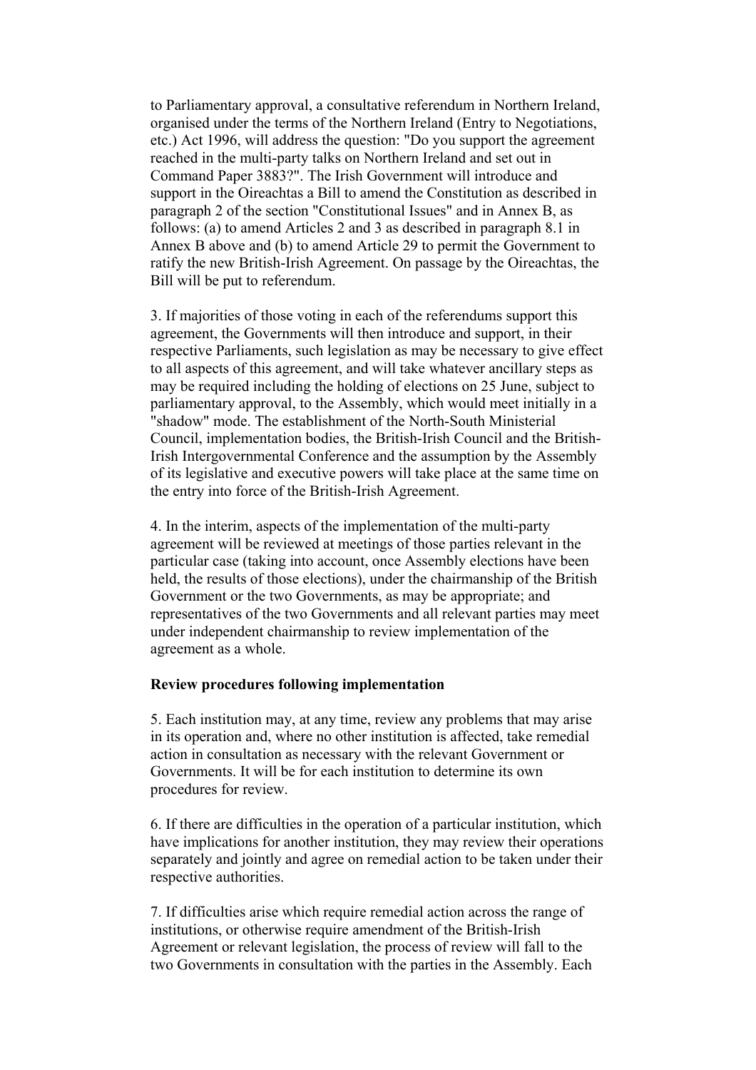to Parliamentary approval, a consultative referendum in Northern Ireland, organised under the terms of the Northern Ireland (Entry to Negotiations, etc.) Act 1996, will address the question: "Do you support the agreement reached in the multi-party talks on Northern Ireland and set out in Command Paper 3883?". The Irish Government will introduce and support in the Oireachtas a Bill to amend the Constitution as described in paragraph 2 of the section "Constitutional Issues" and in Annex B, as follows: (a) to amend Articles 2 and 3 as described in paragraph 8.1 in Annex B above and (b) to amend Article 29 to permit the Government to ratify the new British-Irish Agreement. On passage by the Oireachtas, the Bill will be put to referendum.

3. If majorities of those voting in each of the referendums support this agreement, the Governments will then introduce and support, in their respective Parliaments, such legislation as may be necessary to give effect to all aspects of this agreement, and will take whatever ancillary steps as may be required including the holding of elections on 25 June, subject to parliamentary approval, to the Assembly, which would meet initially in a "shadow" mode. The establishment of the North-South Ministerial Council, implementation bodies, the British-Irish Council and the British-Irish Intergovernmental Conference and the assumption by the Assembly of its legislative and executive powers will take place at the same time on the entry into force of the British-Irish Agreement.

4. In the interim, aspects of the implementation of the multi-party agreement will be reviewed at meetings of those parties relevant in the particular case (taking into account, once Assembly elections have been held, the results of those elections), under the chairmanship of the British Government or the two Governments, as may be appropriate; and representatives of the two Governments and all relevant parties may meet under independent chairmanship to review implementation of the agreement as a whole.

**Review procedures following implementation**

5. Each institution may, at any time, review any problems that may arise in its operation and, where no other institution is affected, take remedial action in consultation as necessary with the relevant Government or Governments. It will be for each institution to determine its own procedures for review.

6. If there are difficulties in the operation of a particular institution, which have implications for another institution, they may review their operations separately and jointly and agree on remedial action to be taken under their respective authorities.

7. If difficulties arise which require remedial action across the range of institutions, or otherwise require amendment of the British-Irish Agreement or relevant legislation, the process of review will fall to the two Governments in consultation with the parties in the Assembly. Each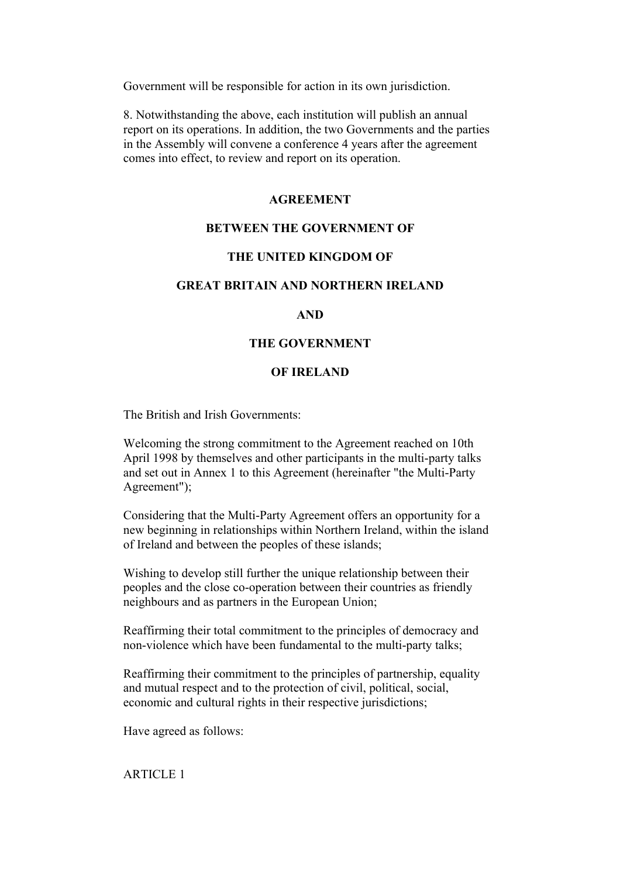Government will be responsible for action in its own jurisdiction.

8. Notwithstanding the above, each institution will publish an annual report on its operations. In addition, the two Governments and the parties in the Assembly will convene a conference 4 years after the agreement comes into effect, to review and report on its operation.

**AGREEMENT**

**BETWEEN THE GOVERNMENT OF**

**THE UNITED KINGDOM OF**

**GREAT BRITAIN AND NORTHERN IRELAND**

**AND**

**THE GOVERNMENT**

**OF IRELAND**

The British and Irish Governments:

Welcoming the strong commitment to the Agreement reached on 10th April 1998 by themselves and other participants in the multi-party talks and set out in Annex 1 to this Agreement (hereinafter "the Multi-Party Agreement");

Considering that the Multi-Party Agreement offers an opportunity for a new beginning in relationships within Northern Ireland, within the island of Ireland and between the peoples of these islands;

Wishing to develop still further the unique relationship between their peoples and the close co-operation between their countries as friendly neighbours and as partners in the European Union;

Reaffirming their total commitment to the principles of democracy and non-violence which have been fundamental to the multi-party talks;

Reaffirming their commitment to the principles of partnership, equality and mutual respect and to the protection of civil, political, social, economic and cultural rights in their respective jurisdictions;

Have agreed as follows:

ARTICLE 1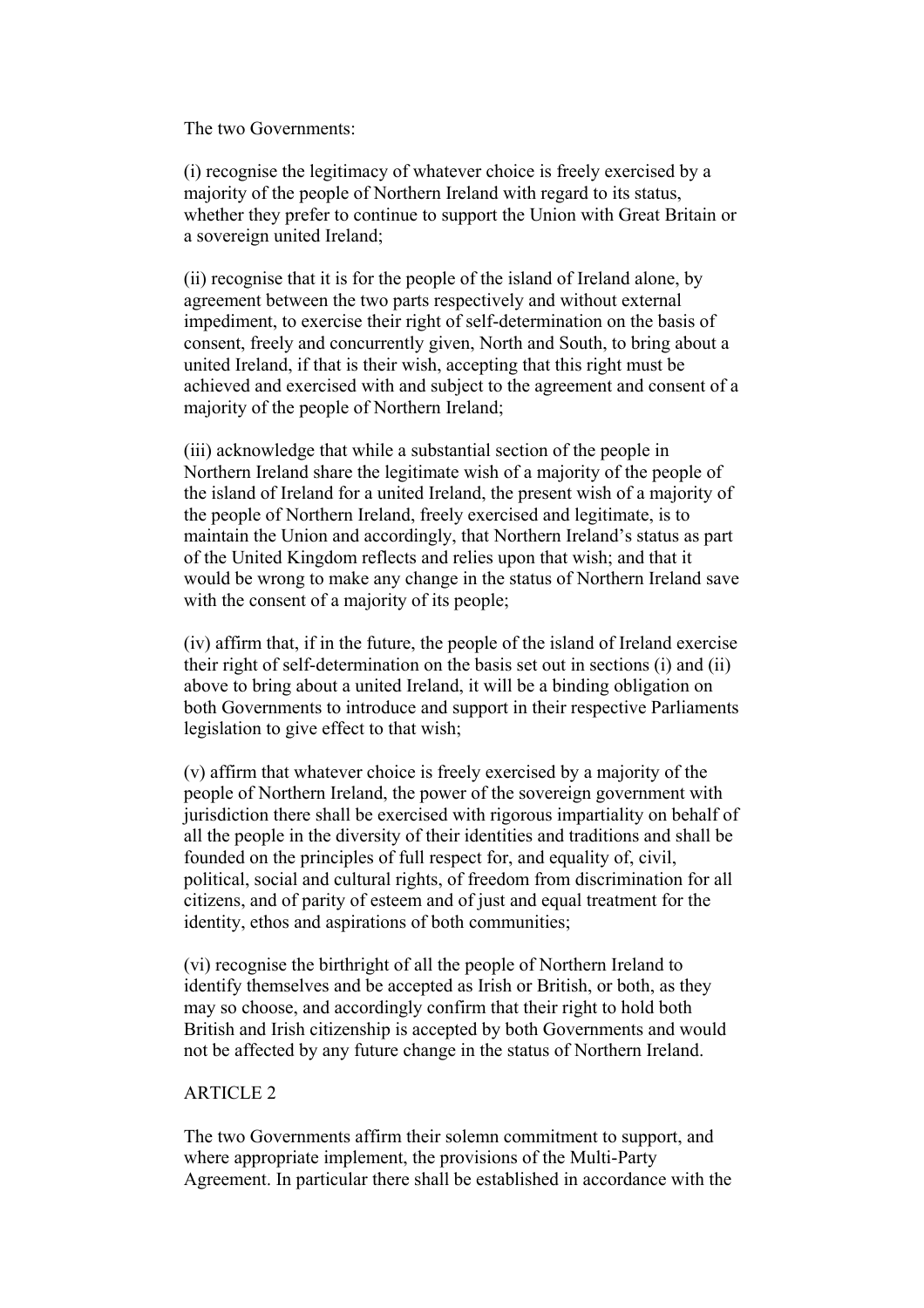The two Governments:

(i) recognise the legitimacy of whatever choice is freely exercised by a majority of the people of Northern Ireland with regard to its status, whether they prefer to continue to support the Union with Great Britain or a sovereign united Ireland;

(ii) recognise that it is for the people of the island of Ireland alone, by agreement between the two parts respectively and without external impediment, to exercise their right of self-determination on the basis of consent, freely and concurrently given, North and South, to bring about a united Ireland, if that is their wish, accepting that this right must be achieved and exercised with and subject to the agreement and consent of a majority of the people of Northern Ireland;

(iii) acknowledge that while a substantial section of the people in Northern Ireland share the legitimate wish of a majority of the people of the island of Ireland for a united Ireland, the present wish of a majority of the people of Northern Ireland, freely exercised and legitimate, is to maintain the Union and accordingly, that Northern Ireland's status as part of the United Kingdom reflects and relies upon that wish; and that it would be wrong to make any change in the status of Northern Ireland save with the consent of a majority of its people;

(iv) affirm that, if in the future, the people of the island of Ireland exercise their right of self-determination on the basis set out in sections (i) and (ii) above to bring about a united Ireland, it will be a binding obligation on both Governments to introduce and support in their respective Parliaments legislation to give effect to that wish;

(v) affirm that whatever choice is freely exercised by a majority of the people of Northern Ireland, the power of the sovereign government with jurisdiction there shall be exercised with rigorous impartiality on behalf of all the people in the diversity of their identities and traditions and shall be founded on the principles of full respect for, and equality of, civil, political, social and cultural rights, of freedom from discrimination for all citizens, and of parity of esteem and of just and equal treatment for the identity, ethos and aspirations of both communities;

(vi) recognise the birthright of all the people of Northern Ireland to identify themselves and be accepted as Irish or British, or both, as they may so choose, and accordingly confirm that their right to hold both British and Irish citizenship is accepted by both Governments and would not be affected by any future change in the status of Northern Ireland.

ARTICLE 2

The two Governments affirm their solemn commitment to support, and where appropriate implement, the provisions of the Multi-Party Agreement. In particular there shall be established in accordance with the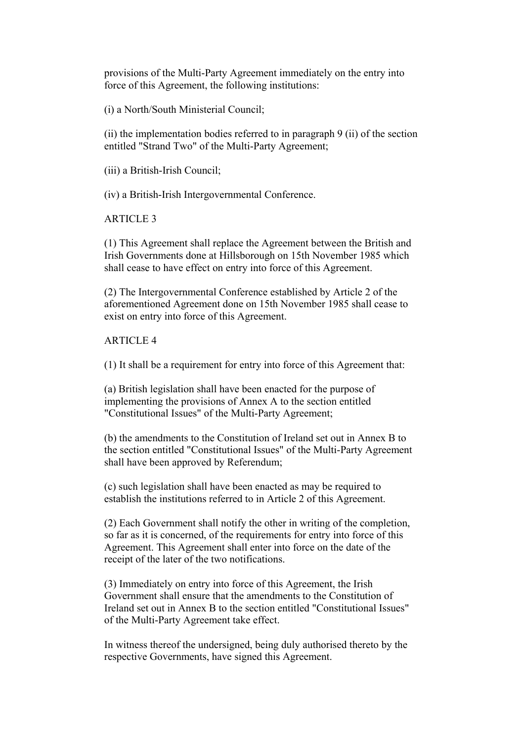provisions of the Multi-Party Agreement immediately on the entry into force of this Agreement, the following institutions:

(i) a North/South Ministerial Council;

(ii) the implementation bodies referred to in paragraph 9 (ii) of the section entitled "Strand Two" of the Multi-Party Agreement;

(iii) a British-Irish Council;

(iv) a British-Irish Intergovernmental Conference.

ARTICLE 3

(1) This Agreement shall replace the Agreement between the British and Irish Governments done at Hillsborough on 15th November 1985 which shall cease to have effect on entry into force of this Agreement.

(2) The Intergovernmental Conference established by Article 2 of the aforementioned Agreement done on 15th November 1985 shall cease to exist on entry into force of this Agreement.

ARTICLE 4

(1) It shall be a requirement for entry into force of this Agreement that:

(a) British legislation shall have been enacted for the purpose of implementing the provisions of Annex A to the section entitled "Constitutional Issues" of the Multi-Party Agreement;

(b) the amendments to the Constitution of Ireland set out in Annex B to the section entitled "Constitutional Issues" of the Multi-Party Agreement shall have been approved by Referendum;

(c) such legislation shall have been enacted as may be required to establish the institutions referred to in Article 2 of this Agreement.

(2) Each Government shall notify the other in writing of the completion, so far as it is concerned, of the requirements for entry into force of this Agreement. This Agreement shall enter into force on the date of the receipt of the later of the two notifications.

(3) Immediately on entry into force of this Agreement, the Irish Government shall ensure that the amendments to the Constitution of Ireland set out in Annex B to the section entitled "Constitutional Issues" of the Multi-Party Agreement take effect.

In witness thereof the undersigned, being duly authorised thereto by the respective Governments, have signed this Agreement.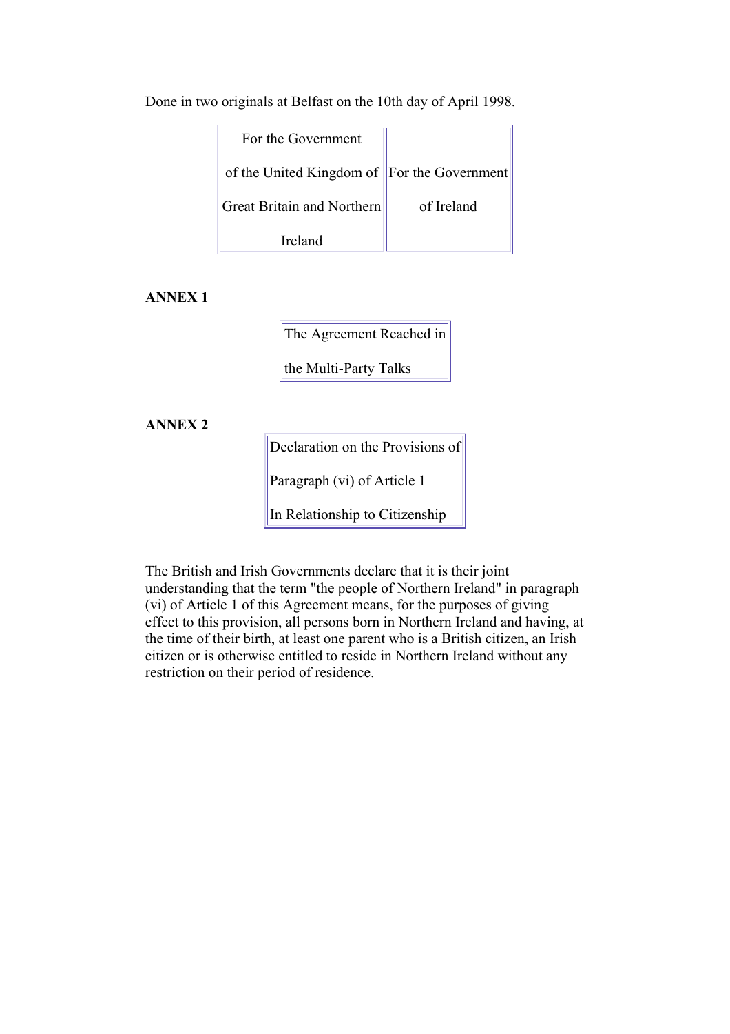Done in two originals at Belfast on the 10th day of April 1998.

| | |
|---|---|
| For the Government of the United Kingdom of Great Britain and Northern Ireland | For the Government of Ireland |

**ANNEX 1**

| |
|---|
| The Agreement Reached in the Multi-Party Talks |

**ANNEX 2**

| |
|---|
| Declaration on the Provisions of Paragraph (vi) of Article 1 In Relationship to Citizenship |

The British and Irish Governments declare that it is their joint understanding that the term "the people of Northern Ireland" in paragraph (vi) of Article 1 of this Agreement means, for the purposes of giving effect to this provision, all persons born in Northern Ireland and having, at the time of their birth, at least one parent who is a British citizen, an Irish citizen or is otherwise entitled to reside in Northern Ireland without any restriction on their period of residence.